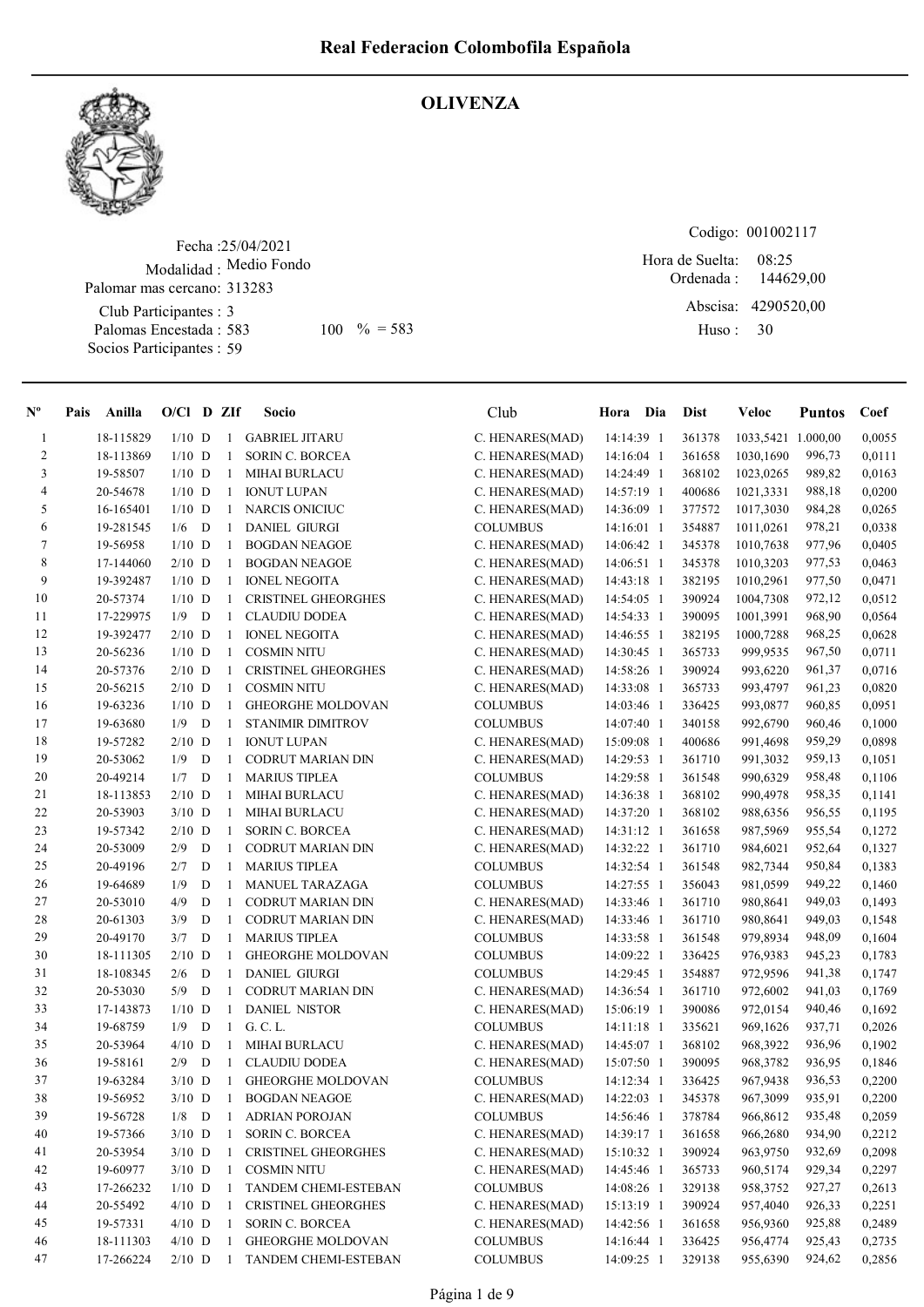# Real Federacion Colombofila Española

## OLIVENZA

Fecha :25/04/2021
Modalidad : Medio Fondo
Palomar mas cercano: 313283
Club Participantes : 3
Palomas Encestada : 583 100 % = 583
Socios Participantes : 59

Codigo: 001002117
Hora de Suelta: 08:25
Ordenada : 144629,00
Abscisa: 4290520,00
Huso : 30

| Nº | Pais | Anilla | O/Cl | D | ZIf | Socio | Club | Hora | Dia | Dist | Veloc | Puntos | Coef |
|---|---|---|---|---|---|---|---|---|---|---|---|---|---|
| 1 | | 18-115829 | 1/10 | D | 1 | GABRIEL JITARU | C. HENARES(MAD) | 14:14:39 | 1 | 361378 | 1033,5421 | 1.000,00 | 0,0055 |
| 2 | | 18-113869 | 1/10 | D | 1 | SORIN C. BORCEA | C. HENARES(MAD) | 14:16:04 | 1 | 361658 | 1030,1690 | 996,73 | 0,0111 |
| 3 | | 19-58507 | 1/10 | D | 1 | MIHAI BURLACU | C. HENARES(MAD) | 14:24:49 | 1 | 368102 | 1023,0265 | 989,82 | 0,0163 |
| 4 | | 20-54678 | 1/10 | D | 1 | IONUT LUPAN | C. HENARES(MAD) | 14:57:19 | 1 | 400686 | 1021,3331 | 988,18 | 0,0200 |
| 5 | | 16-165401 | 1/10 | D | 1 | NARCIS ONICIUC | C. HENARES(MAD) | 14:36:09 | 1 | 377572 | 1017,3030 | 984,28 | 0,0265 |
| 6 | | 19-281545 | 1/6 | D | 1 | DANIEL GIURGI | COLUMBUS | 14:16:01 | 1 | 354887 | 1011,0261 | 978,21 | 0,0338 |
| 7 | | 19-56958 | 1/10 | D | 1 | BOGDAN NEAGOE | C. HENARES(MAD) | 14:06:42 | 1 | 345378 | 1010,7638 | 977,96 | 0,0405 |
| 8 | | 17-144060 | 2/10 | D | 1 | BOGDAN NEAGOE | C. HENARES(MAD) | 14:06:51 | 1 | 345378 | 1010,3203 | 977,53 | 0,0463 |
| 9 | | 19-392487 | 1/10 | D | 1 | IONEL NEGOITA | C. HENARES(MAD) | 14:43:18 | 1 | 382195 | 1010,2961 | 977,50 | 0,0471 |
| 10 | | 20-57374 | 1/10 | D | 1 | CRISTINEL GHEORGHES | C. HENARES(MAD) | 14:54:05 | 1 | 390924 | 1004,7308 | 972,12 | 0,0512 |
| 11 | | 17-229975 | 1/9 | D | 1 | CLAUDIU DODEA | C. HENARES(MAD) | 14:54:33 | 1 | 390095 | 1001,3991 | 968,90 | 0,0564 |
| 12 | | 19-392477 | 2/10 | D | 1 | IONEL NEGOITA | C. HENARES(MAD) | 14:46:55 | 1 | 382195 | 1000,7288 | 968,25 | 0,0628 |
| 13 | | 20-56236 | 1/10 | D | 1 | COSMIN NITU | C. HENARES(MAD) | 14:30:45 | 1 | 365733 | 999,9535 | 967,50 | 0,0711 |
| 14 | | 20-57376 | 2/10 | D | 1 | CRISTINEL GHEORGHES | C. HENARES(MAD) | 14:58:26 | 1 | 390924 | 993,6220 | 961,37 | 0,0716 |
| 15 | | 20-56215 | 2/10 | D | 1 | COSMIN NITU | C. HENARES(MAD) | 14:33:08 | 1 | 365733 | 993,4797 | 961,23 | 0,0820 |
| 16 | | 19-63236 | 1/10 | D | 1 | GHEORGHE MOLDOVAN | COLUMBUS | 14:03:46 | 1 | 336425 | 993,0877 | 960,85 | 0,0951 |
| 17 | | 19-63680 | 1/9 | D | 1 | STANIMIR DIMITROV | COLUMBUS | 14:07:40 | 1 | 340158 | 992,6790 | 960,46 | 0,1000 |
| 18 | | 19-57282 | 2/10 | D | 1 | IONUT LUPAN | C. HENARES(MAD) | 15:09:08 | 1 | 400686 | 991,4698 | 959,29 | 0,0898 |
| 19 | | 20-53062 | 1/9 | D | 1 | CODRUT MARIAN DIN | C. HENARES(MAD) | 14:29:53 | 1 | 361710 | 991,3032 | 959,13 | 0,1051 |
| 20 | | 20-49214 | 1/7 | D | 1 | MARIUS TIPLEA | COLUMBUS | 14:29:58 | 1 | 361548 | 990,6329 | 958,48 | 0,1106 |
| 21 | | 18-113853 | 2/10 | D | 1 | MIHAI BURLACU | C. HENARES(MAD) | 14:36:38 | 1 | 368102 | 990,4978 | 958,35 | 0,1141 |
| 22 | | 20-53903 | 3/10 | D | 1 | MIHAI BURLACU | C. HENARES(MAD) | 14:37:20 | 1 | 368102 | 988,6356 | 956,55 | 0,1195 |
| 23 | | 19-57342 | 2/10 | D | 1 | SORIN C. BORCEA | C. HENARES(MAD) | 14:31:12 | 1 | 361658 | 987,5969 | 955,54 | 0,1272 |
| 24 | | 20-53009 | 2/9 | D | 1 | CODRUT MARIAN DIN | C. HENARES(MAD) | 14:32:22 | 1 | 361710 | 984,6021 | 952,64 | 0,1327 |
| 25 | | 20-49196 | 2/7 | D | 1 | MARIUS TIPLEA | COLUMBUS | 14:32:54 | 1 | 361548 | 982,7344 | 950,84 | 0,1383 |
| 26 | | 19-64689 | 1/9 | D | 1 | MANUEL TARAZAGA | COLUMBUS | 14:27:55 | 1 | 356043 | 981,0599 | 949,22 | 0,1460 |
| 27 | | 20-53010 | 4/9 | D | 1 | CODRUT MARIAN DIN | C. HENARES(MAD) | 14:33:46 | 1 | 361710 | 980,8641 | 949,03 | 0,1493 |
| 28 | | 20-61303 | 3/9 | D | 1 | CODRUT MARIAN DIN | C. HENARES(MAD) | 14:33:46 | 1 | 361710 | 980,8641 | 949,03 | 0,1548 |
| 29 | | 20-49170 | 3/7 | D | 1 | MARIUS TIPLEA | COLUMBUS | 14:33:58 | 1 | 361548 | 979,8934 | 948,09 | 0,1604 |
| 30 | | 18-111305 | 2/10 | D | 1 | GHEORGHE MOLDOVAN | COLUMBUS | 14:09:22 | 1 | 336425 | 976,9383 | 945,23 | 0,1783 |
| 31 | | 18-108345 | 2/6 | D | 1 | DANIEL GIURGI | COLUMBUS | 14:29:45 | 1 | 354887 | 972,9596 | 941,38 | 0,1747 |
| 32 | | 20-53030 | 5/9 | D | 1 | CODRUT MARIAN DIN | C. HENARES(MAD) | 14:36:54 | 1 | 361710 | 972,6002 | 941,03 | 0,1769 |
| 33 | | 17-143873 | 1/10 | D | 1 | DANIEL NISTOR | C. HENARES(MAD) | 15:06:19 | 1 | 390086 | 972,0154 | 940,46 | 0,1692 |
| 34 | | 19-68759 | 1/9 | D | 1 | G. C. L. | COLUMBUS | 14:11:18 | 1 | 335621 | 969,1626 | 937,71 | 0,2026 |
| 35 | | 20-53964 | 4/10 | D | 1 | MIHAI BURLACU | C. HENARES(MAD) | 14:45:07 | 1 | 368102 | 968,3922 | 936,96 | 0,1902 |
| 36 | | 19-58161 | 2/9 | D | 1 | CLAUDIU DODEA | C. HENARES(MAD) | 15:07:50 | 1 | 390095 | 968,3782 | 936,95 | 0,1846 |
| 37 | | 19-63284 | 3/10 | D | 1 | GHEORGHE MOLDOVAN | COLUMBUS | 14:12:34 | 1 | 336425 | 967,9438 | 936,53 | 0,2200 |
| 38 | | 19-56952 | 3/10 | D | 1 | BOGDAN NEAGOE | C. HENARES(MAD) | 14:22:03 | 1 | 345378 | 967,3099 | 935,91 | 0,2200 |
| 39 | | 19-56728 | 1/8 | D | 1 | ADRIAN POROJAN | COLUMBUS | 14:56:46 | 1 | 378784 | 966,8612 | 935,48 | 0,2059 |
| 40 | | 19-57366 | 3/10 | D | 1 | SORIN C. BORCEA | C. HENARES(MAD) | 14:39:17 | 1 | 361658 | 966,2680 | 934,90 | 0,2212 |
| 41 | | 20-53954 | 3/10 | D | 1 | CRISTINEL GHEORGHES | C. HENARES(MAD) | 15:10:32 | 1 | 390924 | 963,9750 | 932,69 | 0,2098 |
| 42 | | 19-60977 | 3/10 | D | 1 | COSMIN NITU | C. HENARES(MAD) | 14:45:46 | 1 | 365733 | 960,5174 | 929,34 | 0,2297 |
| 43 | | 17-266232 | 1/10 | D | 1 | TANDEM CHEMI-ESTEBAN | COLUMBUS | 14:08:26 | 1 | 329138 | 958,3752 | 927,27 | 0,2613 |
| 44 | | 20-55492 | 4/10 | D | 1 | CRISTINEL GHEORGHES | C. HENARES(MAD) | 15:13:19 | 1 | 390924 | 957,4040 | 926,33 | 0,2251 |
| 45 | | 19-57331 | 4/10 | D | 1 | SORIN C. BORCEA | C. HENARES(MAD) | 14:42:56 | 1 | 361658 | 956,9360 | 925,88 | 0,2489 |
| 46 | | 18-111303 | 4/10 | D | 1 | GHEORGHE MOLDOVAN | COLUMBUS | 14:16:44 | 1 | 336425 | 956,4774 | 925,43 | 0,2735 |
| 47 | | 17-266224 | 2/10 | D | 1 | TANDEM CHEMI-ESTEBAN | COLUMBUS | 14:09:25 | 1 | 329138 | 955,6390 | 924,62 | 0,2856 |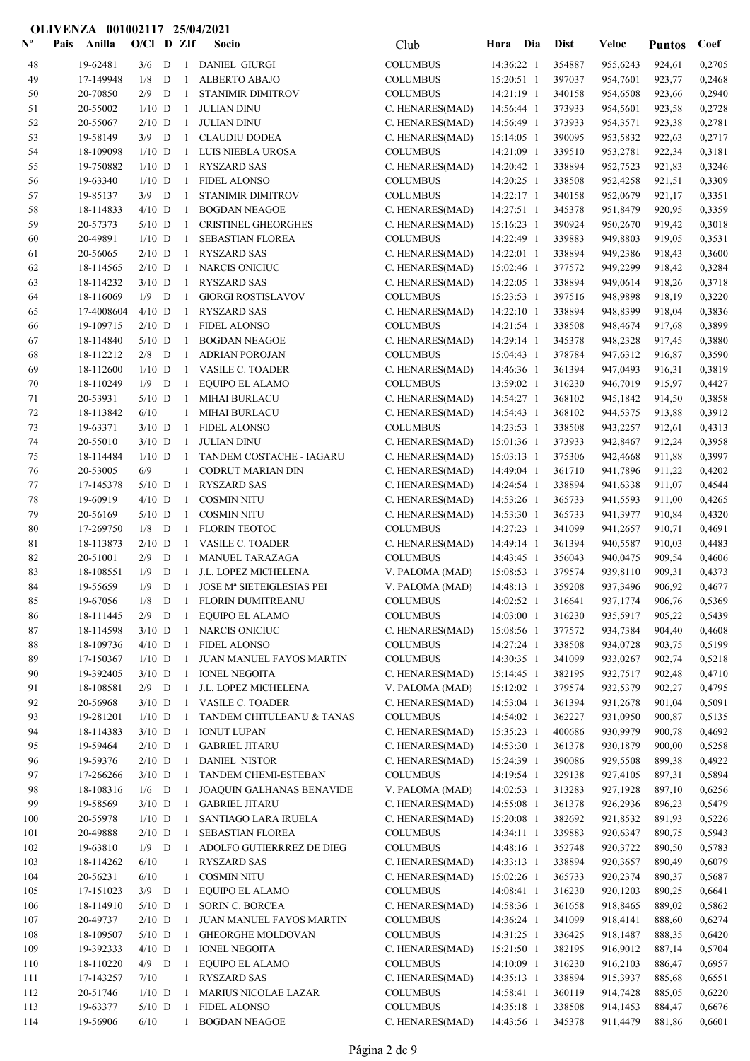**OLIVENZA 001002117 25/04/2021**

| Nº | Pais | Anilla | O/Cl | D | ZIf | Socio | Club | Hora | Dia | Dist | Veloc | Puntos | Coef |
|---|---|---|---|---|---|---|---|---|---|---|---|---|---|
| 48 | | 19-62481 | 3/6 | D | 1 | DANIEL GIURGI | COLUMBUS | 14:36:22 | 1 | 354887 | 955,6243 | 924,61 | 0,2705 |
| 49 | | 17-149948 | 1/8 | D | 1 | ALBERTO ABAJO | COLUMBUS | 15:20:51 | 1 | 397037 | 954,7601 | 923,77 | 0,2468 |
| 50 | | 20-70850 | 2/9 | D | 1 | STANIMIR DIMITROV | COLUMBUS | 14:21:19 | 1 | 340158 | 954,6508 | 923,66 | 0,2940 |
| 51 | | 20-55002 | 1/10 | D | 1 | JULIAN DINU | C. HENARES(MAD) | 14:56:44 | 1 | 373933 | 954,5601 | 923,58 | 0,2728 |
| 52 | | 20-55067 | 2/10 | D | 1 | JULIAN DINU | C. HENARES(MAD) | 14:56:49 | 1 | 373933 | 954,3571 | 923,38 | 0,2781 |
| 53 | | 19-58149 | 3/9 | D | 1 | CLAUDIU DODEA | C. HENARES(MAD) | 15:14:05 | 1 | 390095 | 953,5832 | 922,63 | 0,2717 |
| 54 | | 18-109098 | 1/10 | D | 1 | LUIS NIEBLA UROSA | COLUMBUS | 14:21:09 | 1 | 339510 | 953,2781 | 922,34 | 0,3181 |
| 55 | | 19-750882 | 1/10 | D | 1 | RYSZARD SAS | C. HENARES(MAD) | 14:20:42 | 1 | 338894 | 952,7523 | 921,83 | 0,3246 |
| 56 | | 19-63340 | 1/10 | D | 1 | FIDEL ALONSO | COLUMBUS | 14:20:25 | 1 | 338508 | 952,4258 | 921,51 | 0,3309 |
| 57 | | 19-85137 | 3/9 | D | 1 | STANIMIR DIMITROV | COLUMBUS | 14:22:17 | 1 | 340158 | 952,0679 | 921,17 | 0,3351 |
| 58 | | 18-114833 | 4/10 | D | 1 | BOGDAN NEAGOE | C. HENARES(MAD) | 14:27:51 | 1 | 345378 | 951,8479 | 920,95 | 0,3359 |
| 59 | | 20-57373 | 5/10 | D | 1 | CRISTINEL GHEORGHES | C. HENARES(MAD) | 15:16:23 | 1 | 390924 | 950,2670 | 919,42 | 0,3018 |
| 60 | | 20-49891 | 1/10 | D | 1 | SEBASTIAN FLOREA | COLUMBUS | 14:22:49 | 1 | 339883 | 949,8803 | 919,05 | 0,3531 |
| 61 | | 20-56065 | 2/10 | D | 1 | RYSZARD SAS | C. HENARES(MAD) | 14:22:01 | 1 | 338894 | 949,2386 | 918,43 | 0,3600 |
| 62 | | 18-114565 | 2/10 | D | 1 | NARCIS ONICIUC | C. HENARES(MAD) | 15:02:46 | 1 | 377572 | 949,2299 | 918,42 | 0,3284 |
| 63 | | 18-114232 | 3/10 | D | 1 | RYSZARD SAS | C. HENARES(MAD) | 14:22:05 | 1 | 338894 | 949,0614 | 918,26 | 0,3718 |
| 64 | | 18-116069 | 1/9 | D | 1 | GIORGI ROSTISLAVOV | COLUMBUS | 15:23:53 | 1 | 397516 | 948,9898 | 918,19 | 0,3220 |
| 65 | | 17-4008604 | 4/10 | D | 1 | RYSZARD SAS | C. HENARES(MAD) | 14:22:10 | 1 | 338894 | 948,8399 | 918,04 | 0,3836 |
| 66 | | 19-109715 | 2/10 | D | 1 | FIDEL ALONSO | COLUMBUS | 14:21:54 | 1 | 338508 | 948,4674 | 917,68 | 0,3899 |
| 67 | | 18-114840 | 5/10 | D | 1 | BOGDAN NEAGOE | C. HENARES(MAD) | 14:29:14 | 1 | 345378 | 948,2328 | 917,45 | 0,3880 |
| 68 | | 18-112212 | 2/8 | D | 1 | ADRIAN POROJAN | COLUMBUS | 15:04:43 | 1 | 378784 | 947,6312 | 916,87 | 0,3590 |
| 69 | | 18-112600 | 1/10 | D | 1 | VASILE C. TOADER | C. HENARES(MAD) | 14:46:36 | 1 | 361394 | 947,0493 | 916,31 | 0,3819 |
| 70 | | 18-110249 | 1/9 | D | 1 | EQUIPO EL ALAMO | COLUMBUS | 13:59:02 | 1 | 316230 | 946,7019 | 915,97 | 0,4427 |
| 71 | | 20-53931 | 5/10 | D | 1 | MIHAI BURLACU | C. HENARES(MAD) | 14:54:27 | 1 | 368102 | 945,1842 | 914,50 | 0,3858 |
| 72 | | 18-113842 | 6/10 | | 1 | MIHAI BURLACU | C. HENARES(MAD) | 14:54:43 | 1 | 368102 | 944,5375 | 913,88 | 0,3912 |
| 73 | | 19-63371 | 3/10 | D | 1 | FIDEL ALONSO | COLUMBUS | 14:23:53 | 1 | 338508 | 943,2257 | 912,61 | 0,4313 |
| 74 | | 20-55010 | 3/10 | D | 1 | JULIAN DINU | C. HENARES(MAD) | 15:01:36 | 1 | 373933 | 942,8467 | 912,24 | 0,3958 |
| 75 | | 18-114484 | 1/10 | D | 1 | TANDEM COSTACHE - IAGARU | C. HENARES(MAD) | 15:03:13 | 1 | 375306 | 942,4668 | 911,88 | 0,3997 |
| 76 | | 20-53005 | 6/9 | | 1 | CODRUT MARIAN DIN | C. HENARES(MAD) | 14:49:04 | 1 | 361710 | 941,7896 | 911,22 | 0,4202 |
| 77 | | 17-145378 | 5/10 | D | 1 | RYSZARD SAS | C. HENARES(MAD) | 14:24:54 | 1 | 338894 | 941,6338 | 911,07 | 0,4544 |
| 78 | | 19-60919 | 4/10 | D | 1 | COSMIN NITU | C. HENARES(MAD) | 14:53:26 | 1 | 365733 | 941,5593 | 911,00 | 0,4265 |
| 79 | | 20-56169 | 5/10 | D | 1 | COSMIN NITU | C. HENARES(MAD) | 14:53:30 | 1 | 365733 | 941,3977 | 910,84 | 0,4320 |
| 80 | | 17-269750 | 1/8 | D | 1 | FLORIN TEOTOC | COLUMBUS | 14:27:23 | 1 | 341099 | 941,2657 | 910,71 | 0,4691 |
| 81 | | 18-113873 | 2/10 | D | 1 | VASILE C. TOADER | C. HENARES(MAD) | 14:49:14 | 1 | 361394 | 940,5587 | 910,03 | 0,4483 |
| 82 | | 20-51001 | 2/9 | D | 1 | MANUEL TARAZAGA | COLUMBUS | 14:43:45 | 1 | 356043 | 940,0475 | 909,54 | 0,4606 |
| 83 | | 18-108551 | 1/9 | D | 1 | J.L. LOPEZ MICHELENA | V. PALOMA (MAD) | 15:08:53 | 1 | 379574 | 939,8110 | 909,31 | 0,4373 |
| 84 | | 19-55659 | 1/9 | D | 1 | JOSE Mª SIETEIGLESIAS PEI | V. PALOMA (MAD) | 14:48:13 | 1 | 359208 | 937,3496 | 906,92 | 0,4677 |
| 85 | | 19-67056 | 1/8 | D | 1 | FLORIN DUMITREANU | COLUMBUS | 14:02:52 | 1 | 316641 | 937,1774 | 906,76 | 0,5369 |
| 86 | | 18-111445 | 2/9 | D | 1 | EQUIPO EL ALAMO | COLUMBUS | 14:03:00 | 1 | 316230 | 935,5917 | 905,22 | 0,5439 |
| 87 | | 18-114598 | 3/10 | D | 1 | NARCIS ONICIUC | C. HENARES(MAD) | 15:08:56 | 1 | 377572 | 934,7384 | 904,40 | 0,4608 |
| 88 | | 18-109736 | 4/10 | D | 1 | FIDEL ALONSO | COLUMBUS | 14:27:24 | 1 | 338508 | 934,0728 | 903,75 | 0,5199 |
| 89 | | 17-150367 | 1/10 | D | 1 | JUAN MANUEL FAYOS MARTIN | COLUMBUS | 14:30:35 | 1 | 341099 | 933,0267 | 902,74 | 0,5218 |
| 90 | | 19-392405 | 3/10 | D | 1 | IONEL NEGOITA | C. HENARES(MAD) | 15:14:45 | 1 | 382195 | 932,7517 | 902,48 | 0,4710 |
| 91 | | 18-108581 | 2/9 | D | 1 | J.L. LOPEZ MICHELENA | V. PALOMA (MAD) | 15:12:02 | 1 | 379574 | 932,5379 | 902,27 | 0,4795 |
| 92 | | 20-56968 | 3/10 | D | 1 | VASILE C. TOADER | C. HENARES(MAD) | 14:53:04 | 1 | 361394 | 931,2678 | 901,04 | 0,5091 |
| 93 | | 19-281201 | 1/10 | D | 1 | TANDEM CHITULEANU & TANAS | COLUMBUS | 14:54:02 | 1 | 362227 | 931,0950 | 900,87 | 0,5135 |
| 94 | | 18-114383 | 3/10 | D | 1 | IONUT LUPAN | C. HENARES(MAD) | 15:35:23 | 1 | 400686 | 930,9979 | 900,78 | 0,4692 |
| 95 | | 19-59464 | 2/10 | D | 1 | GABRIEL JITARU | C. HENARES(MAD) | 14:53:30 | 1 | 361378 | 930,1879 | 900,00 | 0,5258 |
| 96 | | 19-59376 | 2/10 | D | 1 | DANIEL NISTOR | C. HENARES(MAD) | 15:24:39 | 1 | 390086 | 929,5508 | 899,38 | 0,4922 |
| 97 | | 17-266266 | 3/10 | D | 1 | TANDEM CHEMI-ESTEBAN | COLUMBUS | 14:19:54 | 1 | 329138 | 927,4105 | 897,31 | 0,5894 |
| 98 | | 18-108316 | 1/6 | D | 1 | JOAQUIN GALHANAS BENAVIDE | V. PALOMA (MAD) | 14:02:53 | 1 | 313283 | 927,1928 | 897,10 | 0,6256 |
| 99 | | 19-58569 | 3/10 | D | 1 | GABRIEL JITARU | C. HENARES(MAD) | 14:55:08 | 1 | 361378 | 926,2936 | 896,23 | 0,5479 |
| 100 | | 20-55978 | 1/10 | D | 1 | SANTIAGO LARA IRUELA | C. HENARES(MAD) | 15:20:08 | 1 | 382692 | 921,8563 | 891,93 | 0,5226 |
| 101 | | 20-49888 | 2/10 | D | 1 | SEBASTIAN FLOREA | COLUMBUS | 14:34:11 | 1 | 339883 | 920,6347 | 890,75 | 0,5943 |
| 102 | | 19-63810 | 1/9 | D | 1 | ADOLFO GUTIERRREZ DE DIEG | COLUMBUS | 14:48:16 | 1 | 352748 | 920,3722 | 890,50 | 0,5783 |
| 103 | | 18-114262 | 6/10 | | 1 | RYSZARD SAS | C. HENARES(MAD) | 14:33:13 | 1 | 338894 | 920,3657 | 890,49 | 0,6079 |
| 104 | | 20-56231 | 6/10 | | 1 | COSMIN NITU | C. HENARES(MAD) | 15:02:26 | 1 | 365733 | 920,2374 | 890,37 | 0,5687 |
| 105 | | 17-151023 | 3/9 | D | 1 | EQUIPO EL ALAMO | COLUMBUS | 14:08:41 | 1 | 316230 | 920,1203 | 890,25 | 0,6641 |
| 106 | | 18-114910 | 5/10 | D | 1 | SORIN C. BORCEA | C. HENARES(MAD) | 14:58:36 | 1 | 361658 | 918,8465 | 889,02 | 0,5862 |
| 107 | | 20-49737 | 2/10 | D | 1 | JUAN MANUEL FAYOS MARTIN | COLUMBUS | 14:36:24 | 1 | 341099 | 918,4141 | 888,60 | 0,6274 |
| 108 | | 18-109507 | 5/10 | D | 1 | GHEORGHE MOLDOVAN | COLUMBUS | 14:31:25 | 1 | 336425 | 918,1487 | 888,35 | 0,6420 |
| 109 | | 19-392333 | 4/10 | D | 1 | IONEL NEGOITA | C. HENARES(MAD) | 15:21:50 | 1 | 382195 | 916,9012 | 887,14 | 0,5704 |
| 110 | | 18-110220 | 4/9 | D | 1 | EQUIPO EL ALAMO | COLUMBUS | 14:10:09 | 1 | 316230 | 916,2103 | 886,47 | 0,6957 |
| 111 | | 17-143257 | 7/10 | | 1 | RYSZARD SAS | C. HENARES(MAD) | 14:35:13 | 1 | 338894 | 915,3937 | 885,68 | 0,6551 |
| 112 | | 20-51746 | 1/10 | D | 1 | MARIUS NICOLAE LAZAR | COLUMBUS | 14:58:41 | 1 | 360119 | 914,7428 | 885,05 | 0,6220 |
| 113 | | 19-63377 | 5/10 | D | 1 | FIDEL ALONSO | COLUMBUS | 14:35:18 | 1 | 338508 | 914,1453 | 884,47 | 0,6676 |
| 114 | | 19-56906 | 6/10 | | 1 | BOGDAN NEAGOE | C. HENARES(MAD) | 14:43:56 | 1 | 345378 | 911,4479 | 881,86 | 0,6601 |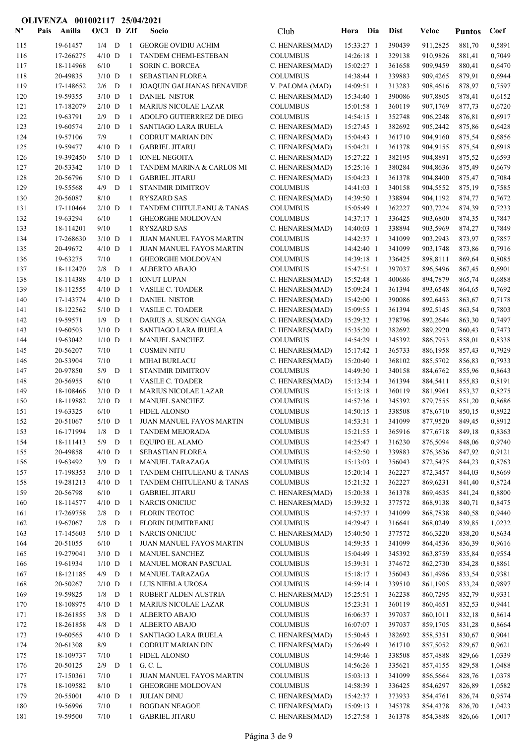**OLIVENZA 001002117 25/04/2021**

| Nº | Pais | Anilla | O/Cl | D | ZIf | Socio | Club | Hora | Dia | Dist | Veloc | Puntos | Coef |
|---|---|---|---|---|---|---|---|---|---|---|---|---|---|
| 115 | | 19-61457 | 1/4 | D | 1 | GEORGE OVIDIU ACHIM | C. HENARES(MAD) | 15:33:27 | 1 | 390439 | 911,2825 | 881,70 | 0,5891 |
| 116 | | 17-266275 | 4/10 | D | 1 | TANDEM CHEMI-ESTEBAN | COLUMBUS | 14:26:18 | 1 | 329138 | 910,9826 | 881,41 | 0,7049 |
| 117 | | 18-114968 | 6/10 | | 1 | SORIN C. BORCEA | C. HENARES(MAD) | 15:02:27 | 1 | 361658 | 909,9459 | 880,41 | 0,6470 |
| 118 | | 20-49835 | 3/10 | D | 1 | SEBASTIAN FLOREA | COLUMBUS | 14:38:44 | 1 | 339883 | 909,4265 | 879,91 | 0,6944 |
| 119 | | 17-148652 | 2/6 | D | 1 | JOAQUIN GALHANAS BENAVIDE | V. PALOMA (MAD) | 14:09:51 | 1 | 313283 | 908,4616 | 878,97 | 0,7597 |
| 120 | | 19-59355 | 3/10 | D | 1 | DANIEL NISTOR | C. HENARES(MAD) | 15:34:40 | 1 | 390086 | 907,8805 | 878,41 | 0,6152 |
| 121 | | 17-182079 | 2/10 | D | 1 | MARIUS NICOLAE LAZAR | COLUMBUS | 15:01:58 | 1 | 360119 | 907,1769 | 877,73 | 0,6720 |
| 122 | | 19-63791 | 2/9 | D | 1 | ADOLFO GUTIERRREZ DE DIEG | COLUMBUS | 14:54:15 | 1 | 352748 | 906,2248 | 876,81 | 0,6917 |
| 123 | | 19-60574 | 2/10 | D | 1 | SANTIAGO LARA IRUELA | C. HENARES(MAD) | 15:27:45 | 1 | 382692 | 905,2442 | 875,86 | 0,6428 |
| 124 | | 19-57106 | 7/9 | | 1 | CODRUT MARIAN DIN | C. HENARES(MAD) | 15:04:43 | 1 | 361710 | 904,9160 | 875,54 | 0,6856 |
| 125 | | 19-59477 | 4/10 | D | 1 | GABRIEL JITARU | C. HENARES(MAD) | 15:04:21 | 1 | 361378 | 904,9155 | 875,54 | 0,6918 |
| 126 | | 19-392450 | 5/10 | D | 1 | IONEL NEGOITA | C. HENARES(MAD) | 15:27:22 | 1 | 382195 | 904,8891 | 875,52 | 0,6593 |
| 127 | | 20-53342 | 1/10 | D | 1 | TANDEM MARINA & CARLOS MI | C. HENARES(MAD) | 15:25:16 | 1 | 380284 | 904,8636 | 875,49 | 0,6679 |
| 128 | | 20-56796 | 5/10 | D | 1 | GABRIEL JITARU | C. HENARES(MAD) | 15:04:23 | 1 | 361378 | 904,8400 | 875,47 | 0,7084 |
| 129 | | 19-55568 | 4/9 | D | 1 | STANIMIR DIMITROV | COLUMBUS | 14:41:03 | 1 | 340158 | 904,5552 | 875,19 | 0,7585 |
| 130 | | 20-56087 | 8/10 | | 1 | RYSZARD SAS | C. HENARES(MAD) | 14:39:50 | 1 | 338894 | 904,1192 | 874,77 | 0,7672 |
| 131 | | 17-110464 | 2/10 | D | 1 | TANDEM CHITULEANU & TANAS | COLUMBUS | 15:05:49 | 1 | 362227 | 903,7224 | 874,39 | 0,7233 |
| 132 | | 19-63294 | 6/10 | | 1 | GHEORGHE MOLDOVAN | COLUMBUS | 14:37:17 | 1 | 336425 | 903,6800 | 874,35 | 0,7847 |
| 133 | | 18-114201 | 9/10 | | 1 | RYSZARD SAS | C. HENARES(MAD) | 14:40:03 | 1 | 338894 | 903,5969 | 874,27 | 0,7849 |
| 134 | | 17-268630 | 3/10 | D | 1 | JUAN MANUEL FAYOS MARTIN | COLUMBUS | 14:42:37 | 1 | 341099 | 903,2943 | 873,97 | 0,7857 |
| 135 | | 20-49672 | 4/10 | D | 1 | JUAN MANUEL FAYOS MARTIN | COLUMBUS | 14:42:40 | 1 | 341099 | 903,1748 | 873,86 | 0,7916 |
| 136 | | 19-63275 | 7/10 | | 1 | GHEORGHE MOLDOVAN | COLUMBUS | 14:39:18 | 1 | 336425 | 898,8111 | 869,64 | 0,8085 |
| 137 | | 18-112470 | 2/8 | D | 1 | ALBERTO ABAJO | COLUMBUS | 15:47:51 | 1 | 397037 | 896,5496 | 867,45 | 0,6901 |
| 138 | | 18-114388 | 4/10 | D | 1 | IONUT LUPAN | C. HENARES(MAD) | 15:52:48 | 1 | 400686 | 894,7879 | 865,74 | 0,6888 |
| 139 | | 18-112555 | 4/10 | D | 1 | VASILE C. TOADER | C. HENARES(MAD) | 15:09:24 | 1 | 361394 | 893,6548 | 864,65 | 0,7692 |
| 140 | | 17-143774 | 4/10 | D | 1 | DANIEL NISTOR | C. HENARES(MAD) | 15:42:00 | 1 | 390086 | 892,6453 | 863,67 | 0,7178 |
| 141 | | 18-122562 | 5/10 | D | 1 | VASILE C. TOADER | C. HENARES(MAD) | 15:09:55 | 1 | 361394 | 892,5145 | 863,54 | 0,7803 |
| 142 | | 19-59571 | 1/9 | D | 1 | DARIUS A. SUSON GANGA | C. HENARES(MAD) | 15:29:32 | 1 | 378796 | 892,2644 | 863,30 | 0,7497 |
| 143 | | 19-60503 | 3/10 | D | 1 | SANTIAGO LARA IRUELA | C. HENARES(MAD) | 15:35:20 | 1 | 382692 | 889,2920 | 860,43 | 0,7473 |
| 144 | | 19-63042 | 1/10 | D | 1 | MANUEL SANCHEZ | COLUMBUS | 14:54:29 | 1 | 345392 | 886,7953 | 858,01 | 0,8338 |
| 145 | | 20-56207 | 7/10 | | 1 | COSMIN NITU | C. HENARES(MAD) | 15:17:42 | 1 | 365733 | 886,1958 | 857,43 | 0,7929 |
| 146 | | 20-53904 | 7/10 | | 1 | MIHAI BURLACU | C. HENARES(MAD) | 15:20:40 | 1 | 368102 | 885,5702 | 856,83 | 0,7933 |
| 147 | | 20-97850 | 5/9 | D | 1 | STANIMIR DIMITROV | COLUMBUS | 14:49:30 | 1 | 340158 | 884,6762 | 855,96 | 0,8643 |
| 148 | | 20-56955 | 6/10 | | 1 | VASILE C. TOADER | C. HENARES(MAD) | 15:13:34 | 1 | 361394 | 884,5411 | 855,83 | 0,8191 |
| 149 | | 18-108466 | 3/10 | D | 1 | MARIUS NICOLAE LAZAR | COLUMBUS | 15:13:18 | 1 | 360119 | 881,9961 | 853,37 | 0,8275 |
| 150 | | 18-119882 | 2/10 | D | 1 | MANUEL SANCHEZ | COLUMBUS | 14:57:36 | 1 | 345392 | 879,7555 | 851,20 | 0,8686 |
| 151 | | 19-63325 | 6/10 | | 1 | FIDEL ALONSO | COLUMBUS | 14:50:15 | 1 | 338508 | 878,6710 | 850,15 | 0,8922 |
| 152 | | 20-51067 | 5/10 | D | 1 | JUAN MANUEL FAYOS MARTIN | COLUMBUS | 14:53:31 | 1 | 341099 | 877,9520 | 849,45 | 0,8912 |
| 153 | | 16-171994 | 1/8 | D | 1 | TANDEM MEJORADA | COLUMBUS | 15:21:55 | 1 | 365916 | 877,6718 | 849,18 | 0,8363 |
| 154 | | 18-111413 | 5/9 | D | 1 | EQUIPO EL ALAMO | COLUMBUS | 14:25:47 | 1 | 316230 | 876,5094 | 848,06 | 0,9740 |
| 155 | | 20-49858 | 4/10 | D | 1 | SEBASTIAN FLOREA | COLUMBUS | 14:52:50 | 1 | 339883 | 876,3636 | 847,92 | 0,9121 |
| 156 | | 19-63492 | 3/9 | D | 1 | MANUEL TARAZAGA | COLUMBUS | 15:13:03 | 1 | 356043 | 872,5475 | 844,23 | 0,8763 |
| 157 | | 17-198353 | 3/10 | D | 1 | TANDEM CHITULEANU & TANAS | COLUMBUS | 15:20:14 | 1 | 362227 | 872,3457 | 844,03 | 0,8669 |
| 158 | | 19-281213 | 4/10 | D | 1 | TANDEM CHITULEANU & TANAS | COLUMBUS | 15:21:32 | 1 | 362227 | 869,6231 | 841,40 | 0,8724 |
| 159 | | 20-56798 | 6/10 | | 1 | GABRIEL JITARU | C. HENARES(MAD) | 15:20:38 | 1 | 361378 | 869,4635 | 841,24 | 0,8800 |
| 160 | | 18-114577 | 4/10 | D | 1 | NARCIS ONICIUC | C. HENARES(MAD) | 15:39:32 | 1 | 377572 | 868,9138 | 840,71 | 0,8475 |
| 161 | | 17-269758 | 2/8 | D | 1 | FLORIN TEOTOC | COLUMBUS | 14:57:37 | 1 | 341099 | 868,7838 | 840,58 | 0,9440 |
| 162 | | 19-67067 | 2/8 | D | 1 | FLORIN DUMITREANU | COLUMBUS | 14:29:47 | 1 | 316641 | 868,0249 | 839,85 | 1,0232 |
| 163 | | 17-145603 | 5/10 | D | 1 | NARCIS ONICIUC | C. HENARES(MAD) | 15:40:50 | 1 | 377572 | 866,3220 | 838,20 | 0,8634 |
| 164 | | 20-51055 | 6/10 | | 1 | JUAN MANUEL FAYOS MARTIN | COLUMBUS | 14:59:35 | 1 | 341099 | 864,4536 | 836,39 | 0,9616 |
| 165 | | 19-279041 | 3/10 | D | 1 | MANUEL SANCHEZ | COLUMBUS | 15:04:49 | 1 | 345392 | 863,8759 | 835,84 | 0,9554 |
| 166 | | 19-61934 | 1/10 | D | 1 | MANUEL MORAN PASCUAL | COLUMBUS | 15:39:31 | 1 | 374672 | 862,2730 | 834,28 | 0,8861 |
| 167 | | 18-121185 | 4/9 | D | 1 | MANUEL TARAZAGA | COLUMBUS | 15:18:17 | 1 | 356043 | 861,4986 | 833,54 | 0,9381 |
| 168 | | 20-50267 | 2/10 | D | 1 | LUIS NIEBLA UROSA | COLUMBUS | 14:59:14 | 1 | 339510 | 861,1905 | 833,24 | 0,9897 |
| 169 | | 19-59825 | 1/8 | D | 1 | ROBERT ALDEN AUSTRIA | C. HENARES(MAD) | 15:25:51 | 1 | 362238 | 860,7295 | 832,79 | 0,9331 |
| 170 | | 18-108975 | 4/10 | D | 1 | MARIUS NICOLAE LAZAR | COLUMBUS | 15:23:31 | 1 | 360119 | 860,4651 | 832,53 | 0,9441 |
| 171 | | 18-261855 | 3/8 | D | 1 | ALBERTO ABAJO | COLUMBUS | 16:06:37 | 1 | 397037 | 860,1011 | 832,18 | 0,8614 |
| 172 | | 18-261858 | 4/8 | D | 1 | ALBERTO ABAJO | COLUMBUS | 16:07:07 | 1 | 397037 | 859,1705 | 831,28 | 0,8664 |
| 173 | | 19-60565 | 4/10 | D | 1 | SANTIAGO LARA IRUELA | C. HENARES(MAD) | 15:50:45 | 1 | 382692 | 858,5351 | 830,67 | 0,9041 |
| 174 | | 20-61308 | 8/9 | | 1 | CODRUT MARIAN DIN | C. HENARES(MAD) | 15:26:49 | 1 | 361710 | 857,5052 | 829,67 | 0,9621 |
| 175 | | 18-109737 | 7/10 | | 1 | FIDEL ALONSO | COLUMBUS | 14:59:46 | 1 | 338508 | 857,4888 | 829,66 | 1,0339 |
| 176 | | 20-50125 | 2/9 | D | 1 | G. C. L. | COLUMBUS | 14:56:26 | 1 | 335621 | 857,4155 | 829,58 | 1,0488 |
| 177 | | 17-150361 | 7/10 | | 1 | JUAN MANUEL FAYOS MARTIN | COLUMBUS | 15:03:13 | 1 | 341099 | 856,5664 | 828,76 | 1,0378 |
| 178 | | 18-109582 | 8/10 | | 1 | GHEORGHE MOLDOVAN | COLUMBUS | 14:58:39 | 1 | 336425 | 854,6297 | 826,89 | 1,0582 |
| 179 | | 20-55001 | 4/10 | D | 1 | JULIAN DINU | C. HENARES(MAD) | 15:42:37 | 1 | 373933 | 854,4761 | 826,74 | 0,9574 |
| 180 | | 19-56996 | 7/10 | | 1 | BOGDAN NEAGOE | C. HENARES(MAD) | 15:09:13 | 1 | 345378 | 854,4378 | 826,70 | 1,0423 |
| 181 | | 19-59500 | 7/10 | | 1 | GABRIEL JITARU | C. HENARES(MAD) | 15:27:58 | 1 | 361378 | 854,3888 | 826,66 | 1,0017 |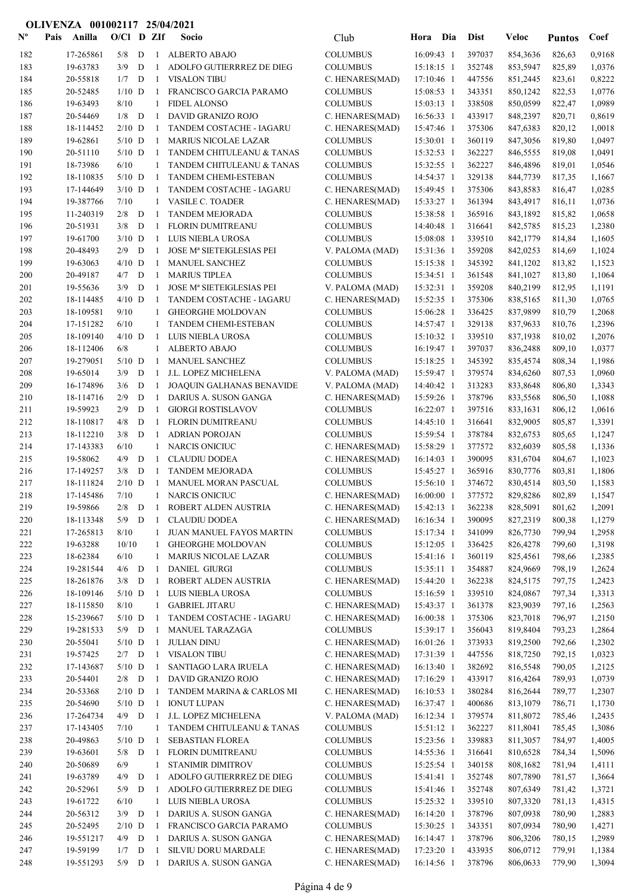**OLIVENZA 001002117 25/04/2021**

| Nº | Pais | Anilla | O/Cl | D | ZIf | Socio | Club | Hora | Dia | Dist | Veloc | Puntos | Coef |
|---|---|---|---|---|---|---|---|---|---|---|---|---|---|
| 182 | | 17-265861 | 5/8 | D | 1 | ALBERTO ABAJO | COLUMBUS | 16:09:43 | 1 | 397037 | 854,3636 | 826,63 | 0,9168 |
| 183 | | 19-63783 | 3/9 | D | 1 | ADOLFO GUTIERRREZ DE DIEG | COLUMBUS | 15:18:15 | 1 | 352748 | 853,5947 | 825,89 | 1,0376 |
| 184 | | 20-55818 | 1/7 | D | 1 | VISALON TIBU | C. HENARES(MAD) | 17:10:46 | 1 | 447556 | 851,2445 | 823,61 | 0,8222 |
| 185 | | 20-52485 | 1/10 | D | 1 | FRANCISCO GARCIA PARAMO | COLUMBUS | 15:08:53 | 1 | 343351 | 850,1242 | 822,53 | 1,0776 |
| 186 | | 19-63493 | 8/10 | | 1 | FIDEL ALONSO | COLUMBUS | 15:03:13 | 1 | 338508 | 850,0599 | 822,47 | 1,0989 |
| 187 | | 20-54469 | 1/8 | D | 1 | DAVID GRANIZO ROJO | C. HENARES(MAD) | 16:56:33 | 1 | 433917 | 848,2397 | 820,71 | 0,8619 |
| 188 | | 18-114452 | 2/10 | D | 1 | TANDEM COSTACHE - IAGARU | C. HENARES(MAD) | 15:47:46 | 1 | 375306 | 847,6383 | 820,12 | 1,0018 |
| 189 | | 19-62861 | 5/10 | D | 1 | MARIUS NICOLAE LAZAR | COLUMBUS | 15:30:01 | 1 | 360119 | 847,3056 | 819,80 | 1,0497 |
| 190 | | 20-51110 | 5/10 | D | 1 | TANDEM CHITULEANU & TANAS | COLUMBUS | 15:32:53 | 1 | 362227 | 846,5555 | 819,08 | 1,0491 |
| 191 | | 18-73986 | 6/10 | | 1 | TANDEM CHITULEANU & TANAS | COLUMBUS | 15:32:55 | 1 | 362227 | 846,4896 | 819,01 | 1,0546 |
| 192 | | 18-110835 | 5/10 | D | 1 | TANDEM CHEMI-ESTEBAN | COLUMBUS | 14:54:37 | 1 | 329138 | 844,7739 | 817,35 | 1,1667 |
| 193 | | 17-144649 | 3/10 | D | 1 | TANDEM COSTACHE - IAGARU | C. HENARES(MAD) | 15:49:45 | 1 | 375306 | 843,8583 | 816,47 | 1,0285 |
| 194 | | 19-387766 | 7/10 | | 1 | VASILE C. TOADER | C. HENARES(MAD) | 15:33:27 | 1 | 361394 | 843,4917 | 816,11 | 1,0736 |
| 195 | | 11-240319 | 2/8 | D | 1 | TANDEM MEJORADA | COLUMBUS | 15:38:58 | 1 | 365916 | 843,1892 | 815,82 | 1,0658 |
| 196 | | 20-51931 | 3/8 | D | 1 | FLORIN DUMITREANU | COLUMBUS | 14:40:48 | 1 | 316641 | 842,5785 | 815,23 | 1,2380 |
| 197 | | 19-61700 | 3/10 | D | 1 | LUIS NIEBLA UROSA | COLUMBUS | 15:08:08 | 1 | 339510 | 842,1779 | 814,84 | 1,1605 |
| 198 | | 20-48493 | 2/9 | D | 1 | JOSE Mª SIETEIGLESIAS PEI | V. PALOMA (MAD) | 15:31:36 | 1 | 359208 | 842,0253 | 814,69 | 1,1024 |
| 199 | | 19-63063 | 4/10 | D | 1 | MANUEL SANCHEZ | COLUMBUS | 15:15:38 | 1 | 345392 | 841,1202 | 813,82 | 1,1523 |
| 200 | | 20-49187 | 4/7 | D | 1 | MARIUS TIPLEA | COLUMBUS | 15:34:51 | 1 | 361548 | 841,1027 | 813,80 | 1,1064 |
| 201 | | 19-55636 | 3/9 | D | 1 | JOSE Mª SIETEIGLESIAS PEI | V. PALOMA (MAD) | 15:32:31 | 1 | 359208 | 840,2199 | 812,95 | 1,1191 |
| 202 | | 18-114485 | 4/10 | D | 1 | TANDEM COSTACHE - IAGARU | C. HENARES(MAD) | 15:52:35 | 1 | 375306 | 838,5165 | 811,30 | 1,0765 |
| 203 | | 18-109581 | 9/10 | | 1 | GHEORGHE MOLDOVAN | COLUMBUS | 15:06:28 | 1 | 336425 | 837,9899 | 810,79 | 1,2068 |
| 204 | | 17-151282 | 6/10 | | 1 | TANDEM CHEMI-ESTEBAN | COLUMBUS | 14:57:47 | 1 | 329138 | 837,9633 | 810,76 | 1,2396 |
| 205 | | 18-109140 | 4/10 | D | 1 | LUIS NIEBLA UROSA | COLUMBUS | 15:10:32 | 1 | 339510 | 837,1938 | 810,02 | 1,2076 |
| 206 | | 18-112406 | 6/8 | | 1 | ALBERTO ABAJO | COLUMBUS | 16:19:47 | 1 | 397037 | 836,2488 | 809,10 | 1,0377 |
| 207 | | 19-279051 | 5/10 | D | 1 | MANUEL SANCHEZ | COLUMBUS | 15:18:25 | 1 | 345392 | 835,4574 | 808,34 | 1,1986 |
| 208 | | 19-65014 | 3/9 | D | 1 | J.L. LOPEZ MICHELENA | V. PALOMA (MAD) | 15:59:47 | 1 | 379574 | 834,6260 | 807,53 | 1,0960 |
| 209 | | 16-174896 | 3/6 | D | 1 | JOAQUIN GALHANAS BENAVIDE | V. PALOMA (MAD) | 14:40:42 | 1 | 313283 | 833,8648 | 806,80 | 1,3343 |
| 210 | | 18-114716 | 2/9 | D | 1 | DARIUS A. SUSON GANGA | C. HENARES(MAD) | 15:59:26 | 1 | 378796 | 833,5568 | 806,50 | 1,1088 |
| 211 | | 19-59923 | 2/9 | D | 1 | GIORGI ROSTISLAVOV | COLUMBUS | 16:22:07 | 1 | 397516 | 833,1631 | 806,12 | 1,0616 |
| 212 | | 18-110817 | 4/8 | D | 1 | FLORIN DUMITREANU | COLUMBUS | 14:45:10 | 1 | 316641 | 832,9005 | 805,87 | 1,3391 |
| 213 | | 18-112210 | 3/8 | D | 1 | ADRIAN POROJAN | COLUMBUS | 15:59:54 | 1 | 378784 | 832,6753 | 805,65 | 1,1247 |
| 214 | | 17-143383 | 6/10 | | 1 | NARCIS ONICIUC | C. HENARES(MAD) | 15:58:29 | 1 | 377572 | 832,6039 | 805,58 | 1,1336 |
| 215 | | 19-58062 | 4/9 | D | 1 | CLAUDIU DODEA | C. HENARES(MAD) | 16:14:03 | 1 | 390095 | 831,6704 | 804,67 | 1,1023 |
| 216 | | 17-149257 | 3/8 | D | 1 | TANDEM MEJORADA | COLUMBUS | 15:45:27 | 1 | 365916 | 830,7776 | 803,81 | 1,1806 |
| 217 | | 18-111824 | 2/10 | D | 1 | MANUEL MORAN PASCUAL | COLUMBUS | 15:56:10 | 1 | 374672 | 830,4514 | 803,50 | 1,1583 |
| 218 | | 17-145486 | 7/10 | | 1 | NARCIS ONICIUC | C. HENARES(MAD) | 16:00:00 | 1 | 377572 | 829,8286 | 802,89 | 1,1547 |
| 219 | | 19-59866 | 2/8 | D | 1 | ROBERT ALDEN AUSTRIA | C. HENARES(MAD) | 15:42:13 | 1 | 362238 | 828,5091 | 801,62 | 1,2091 |
| 220 | | 18-113348 | 5/9 | D | 1 | CLAUDIU DODEA | C. HENARES(MAD) | 16:16:34 | 1 | 390095 | 827,2319 | 800,38 | 1,1279 |
| 221 | | 17-265813 | 8/10 | | 1 | JUAN MANUEL FAYOS MARTIN | COLUMBUS | 15:17:34 | 1 | 341099 | 826,7730 | 799,94 | 1,2958 |
| 222 | | 19-63288 | 10/10 | | 1 | GHEORGHE MOLDOVAN | COLUMBUS | 15:12:05 | 1 | 336425 | 826,4278 | 799,60 | 1,3198 |
| 223 | | 18-62384 | 6/10 | | 1 | MARIUS NICOLAE LAZAR | COLUMBUS | 15:41:16 | 1 | 360119 | 825,4561 | 798,66 | 1,2385 |
| 224 | | 19-281544 | 4/6 | D | 1 | DANIEL GIURGI | COLUMBUS | 15:35:11 | 1 | 354887 | 824,9669 | 798,19 | 1,2624 |
| 225 | | 18-261876 | 3/8 | D | 1 | ROBERT ALDEN AUSTRIA | C. HENARES(MAD) | 15:44:20 | 1 | 362238 | 824,5175 | 797,75 | 1,2423 |
| 226 | | 18-109146 | 5/10 | D | 1 | LUIS NIEBLA UROSA | COLUMBUS | 15:16:59 | 1 | 339510 | 824,0867 | 797,34 | 1,3313 |
| 227 | | 18-115850 | 8/10 | | 1 | GABRIEL JITARU | C. HENARES(MAD) | 15:43:37 | 1 | 361378 | 823,9039 | 797,16 | 1,2563 |
| 228 | | 15-239667 | 5/10 | D | 1 | TANDEM COSTACHE - IAGARU | C. HENARES(MAD) | 16:00:38 | 1 | 375306 | 823,7018 | 796,97 | 1,2150 |
| 229 | | 19-281533 | 5/9 | D | 1 | MANUEL TARAZAGA | COLUMBUS | 15:39:17 | 1 | 356043 | 819,8404 | 793,23 | 1,2864 |
| 230 | | 20-55041 | 5/10 | D | 1 | JULIAN DINU | C. HENARES(MAD) | 16:01:26 | 1 | 373933 | 819,2500 | 792,66 | 1,2302 |
| 231 | | 19-57425 | 2/7 | D | 1 | VISALON TIBU | C. HENARES(MAD) | 17:31:39 | 1 | 447556 | 818,7250 | 792,15 | 1,0323 |
| 232 | | 17-143687 | 5/10 | D | 1 | SANTIAGO LARA IRUELA | C. HENARES(MAD) | 16:13:40 | 1 | 382692 | 816,5548 | 790,05 | 1,2125 |
| 233 | | 20-54401 | 2/8 | D | 1 | DAVID GRANIZO ROJO | C. HENARES(MAD) | 17:16:29 | 1 | 433917 | 816,4264 | 789,93 | 1,0739 |
| 234 | | 20-53368 | 2/10 | D | 1 | TANDEM MARINA & CARLOS MI | C. HENARES(MAD) | 16:10:53 | 1 | 380284 | 816,2644 | 789,77 | 1,2307 |
| 235 | | 20-54690 | 5/10 | D | 1 | IONUT LUPAN | C. HENARES(MAD) | 16:37:47 | 1 | 400686 | 813,1079 | 786,71 | 1,1730 |
| 236 | | 17-264734 | 4/9 | D | 1 | J.L. LOPEZ MICHELENA | V. PALOMA (MAD) | 16:12:34 | 1 | 379574 | 811,8072 | 785,46 | 1,2435 |
| 237 | | 17-143405 | 7/10 | | 1 | TANDEM CHITULEANU & TANAS | COLUMBUS | 15:51:12 | 1 | 362227 | 811,8041 | 785,45 | 1,3086 |
| 238 | | 20-49863 | 5/10 | D | 1 | SEBASTIAN FLOREA | COLUMBUS | 15:23:56 | 1 | 339883 | 811,3057 | 784,97 | 1,4005 |
| 239 | | 19-63601 | 5/8 | D | 1 | FLORIN DUMITREANU | COLUMBUS | 14:55:36 | 1 | 316641 | 810,6528 | 784,34 | 1,5096 |
| 240 | | 20-50689 | 6/9 | | 1 | STANIMIR DIMITROV | COLUMBUS | 15:25:54 | 1 | 340158 | 808,1682 | 781,94 | 1,4111 |
| 241 | | 19-63789 | 4/9 | D | 1 | ADOLFO GUTIERRREZ DE DIEG | COLUMBUS | 15:41:41 | 1 | 352748 | 807,7890 | 781,57 | 1,3664 |
| 242 | | 20-52961 | 5/9 | D | 1 | ADOLFO GUTIERRREZ DE DIEG | COLUMBUS | 15:41:46 | 1 | 352748 | 807,6349 | 781,42 | 1,3721 |
| 243 | | 19-61722 | 6/10 | | 1 | LUIS NIEBLA UROSA | COLUMBUS | 15:25:32 | 1 | 339510 | 807,3320 | 781,13 | 1,4315 |
| 244 | | 20-56312 | 3/9 | D | 1 | DARIUS A. SUSON GANGA | C. HENARES(MAD) | 16:14:20 | 1 | 378796 | 807,0938 | 780,90 | 1,2883 |
| 245 | | 20-52495 | 2/10 | D | 1 | FRANCISCO GARCIA PARAMO | COLUMBUS | 15:30:25 | 1 | 343351 | 807,0934 | 780,90 | 1,4271 |
| 246 | | 19-551217 | 4/9 | D | 1 | DARIUS A. SUSON GANGA | C. HENARES(MAD) | 16:14:47 | 1 | 378796 | 806,3206 | 780,15 | 1,2989 |
| 247 | | 19-59199 | 1/7 | D | 1 | SILVIU DORU MARDALE | C. HENARES(MAD) | 17:23:20 | 1 | 433935 | 806,0712 | 779,91 | 1,1384 |
| 248 | | 19-551293 | 5/9 | D | 1 | DARIUS A. SUSON GANGA | C. HENARES(MAD) | 16:14:56 | 1 | 378796 | 806,0633 | 779,90 | 1,3094 |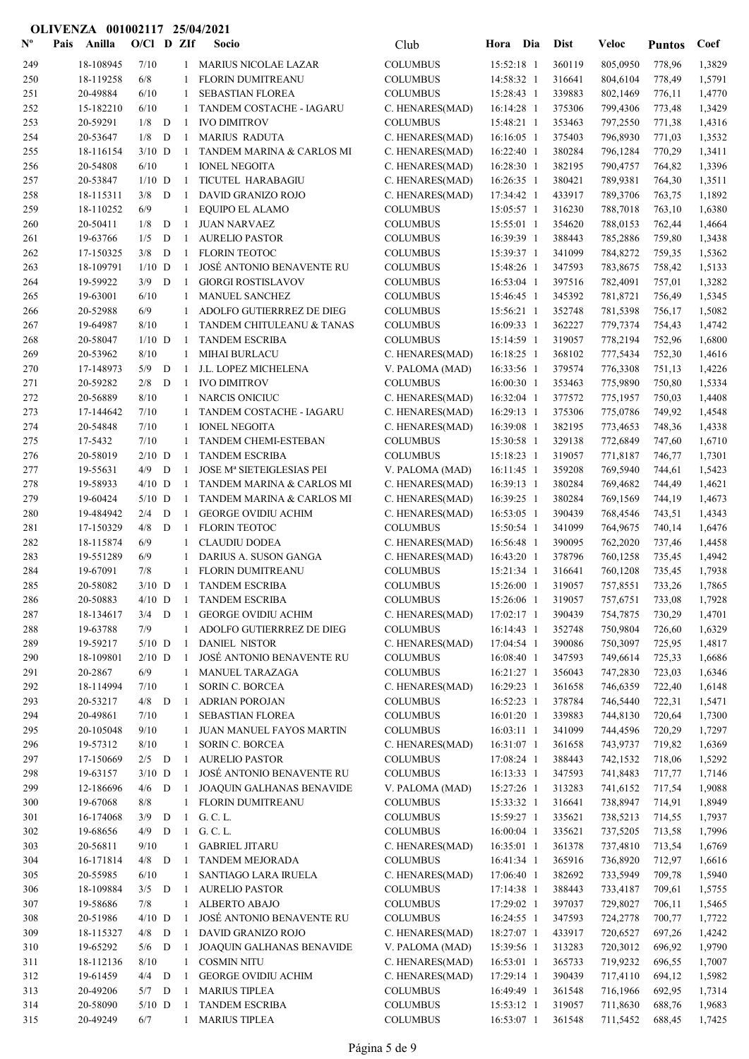**OLIVENZA 001002117 25/04/2021**

| Nº | Pais | Anilla | O/Cl | D | ZIf | Socio | Club | Hora | Dia | Dist | Veloc | Puntos | Coef |
|---|---|---|---|---|---|---|---|---|---|---|---|---|---|
| 249 | | 18-108945 | 7/10 | | 1 | MARIUS NICOLAE LAZAR | COLUMBUS | 15:52:18 | 1 | 360119 | 805,0950 | 778,96 | 1,3829 |
| 250 | | 18-119258 | 6/8 | | 1 | FLORIN DUMITREANU | COLUMBUS | 14:58:32 | 1 | 316641 | 804,6104 | 778,49 | 1,5791 |
| 251 | | 20-49884 | 6/10 | | 1 | SEBASTIAN FLOREA | COLUMBUS | 15:28:43 | 1 | 339883 | 802,1469 | 776,11 | 1,4770 |
| 252 | | 15-182210 | 6/10 | | 1 | TANDEM COSTACHE - IAGARU | C. HENARES(MAD) | 16:14:28 | 1 | 375306 | 799,4306 | 773,48 | 1,3429 |
| 253 | | 20-59291 | 1/8 | D | 1 | IVO DIMITROV | COLUMBUS | 15:48:21 | 1 | 353463 | 797,2550 | 771,38 | 1,4316 |
| 254 | | 20-53647 | 1/8 | D | 1 | MARIUS RADUTA | C. HENARES(MAD) | 16:16:05 | 1 | 375403 | 796,8930 | 771,03 | 1,3532 |
| 255 | | 18-116154 | 3/10 | D | 1 | TANDEM MARINA & CARLOS MI | C. HENARES(MAD) | 16:22:40 | 1 | 380284 | 796,1284 | 770,29 | 1,3411 |
| 256 | | 20-54808 | 6/10 | | 1 | IONEL NEGOITA | C. HENARES(MAD) | 16:28:30 | 1 | 382195 | 790,4757 | 764,82 | 1,3396 |
| 257 | | 20-53847 | 1/10 | D | 1 | TICUTEL HARABAGIU | C. HENARES(MAD) | 16:26:35 | 1 | 380421 | 789,9381 | 764,30 | 1,3511 |
| 258 | | 18-115311 | 3/8 | D | 1 | DAVID GRANIZO ROJO | C. HENARES(MAD) | 17:34:42 | 1 | 433917 | 789,3706 | 763,75 | 1,1892 |
| 259 | | 18-110252 | 6/9 | | 1 | EQUIPO EL ALAMO | COLUMBUS | 15:05:57 | 1 | 316230 | 788,7018 | 763,10 | 1,6380 |
| 260 | | 20-50411 | 1/8 | D | 1 | JUAN NARVAEZ | COLUMBUS | 15:55:01 | 1 | 354620 | 788,0153 | 762,44 | 1,4664 |
| 261 | | 19-63766 | 1/5 | D | 1 | AURELIO PASTOR | COLUMBUS | 16:39:39 | 1 | 388443 | 785,2886 | 759,80 | 1,3438 |
| 262 | | 17-150325 | 3/8 | D | 1 | FLORIN TEOTOC | COLUMBUS | 15:39:37 | 1 | 341099 | 784,8272 | 759,35 | 1,5362 |
| 263 | | 18-109791 | 1/10 | D | 1 | JOSÉ ANTONIO BENAVENTE RU | COLUMBUS | 15:48:26 | 1 | 347593 | 783,8675 | 758,42 | 1,5133 |
| 264 | | 19-59922 | 3/9 | D | 1 | GIORGI ROSTISLAVOV | COLUMBUS | 16:53:04 | 1 | 397516 | 782,4091 | 757,01 | 1,3282 |
| 265 | | 19-63001 | 6/10 | | 1 | MANUEL SANCHEZ | COLUMBUS | 15:46:45 | 1 | 345392 | 781,8721 | 756,49 | 1,5345 |
| 266 | | 20-52988 | 6/9 | | 1 | ADOLFO GUTIERRREZ DE DIEG | COLUMBUS | 15:56:21 | 1 | 352748 | 781,5398 | 756,17 | 1,5082 |
| 267 | | 19-64987 | 8/10 | | 1 | TANDEM CHITULEANU & TANAS | COLUMBUS | 16:09:33 | 1 | 362227 | 779,7374 | 754,43 | 1,4742 |
| 268 | | 20-58047 | 1/10 | D | 1 | TANDEM ESCRIBA | COLUMBUS | 15:14:59 | 1 | 319057 | 778,2194 | 752,96 | 1,6800 |
| 269 | | 20-53962 | 8/10 | | 1 | MIHAI BURLACU | C. HENARES(MAD) | 16:18:25 | 1 | 368102 | 777,5434 | 752,30 | 1,4616 |
| 270 | | 17-148973 | 5/9 | D | 1 | J.L. LOPEZ MICHELENA | V. PALOMA (MAD) | 16:33:56 | 1 | 379574 | 776,3308 | 751,13 | 1,4226 |
| 271 | | 20-59282 | 2/8 | D | 1 | IVO DIMITROV | COLUMBUS | 16:00:30 | 1 | 353463 | 775,9890 | 750,80 | 1,5334 |
| 272 | | 20-56889 | 8/10 | | 1 | NARCIS ONICIUC | C. HENARES(MAD) | 16:32:04 | 1 | 377572 | 775,1957 | 750,03 | 1,4408 |
| 273 | | 17-144642 | 7/10 | | 1 | TANDEM COSTACHE - IAGARU | C. HENARES(MAD) | 16:29:13 | 1 | 375306 | 775,0786 | 749,92 | 1,4548 |
| 274 | | 20-54848 | 7/10 | | 1 | IONEL NEGOITA | C. HENARES(MAD) | 16:39:08 | 1 | 382195 | 773,4653 | 748,36 | 1,4338 |
| 275 | | 17-5432 | 7/10 | | 1 | TANDEM CHEMI-ESTEBAN | COLUMBUS | 15:30:58 | 1 | 329138 | 772,6849 | 747,60 | 1,6710 |
| 276 | | 20-58019 | 2/10 | D | 1 | TANDEM ESCRIBA | COLUMBUS | 15:18:23 | 1 | 319057 | 771,8187 | 746,77 | 1,7301 |
| 277 | | 19-55631 | 4/9 | D | 1 | JOSE Mª SIETEIGLESIAS PEI | V. PALOMA (MAD) | 16:11:45 | 1 | 359208 | 769,5940 | 744,61 | 1,5423 |
| 278 | | 19-58933 | 4/10 | D | 1 | TANDEM MARINA & CARLOS MI | C. HENARES(MAD) | 16:39:13 | 1 | 380284 | 769,4682 | 744,49 | 1,4621 |
| 279 | | 19-60424 | 5/10 | D | 1 | TANDEM MARINA & CARLOS MI | C. HENARES(MAD) | 16:39:25 | 1 | 380284 | 769,1569 | 744,19 | 1,4673 |
| 280 | | 19-484942 | 2/4 | D | 1 | GEORGE OVIDIU ACHIM | C. HENARES(MAD) | 16:53:05 | 1 | 390439 | 768,4546 | 743,51 | 1,4343 |
| 281 | | 17-150329 | 4/8 | D | 1 | FLORIN TEOTOC | COLUMBUS | 15:50:54 | 1 | 341099 | 764,9675 | 740,14 | 1,6476 |
| 282 | | 18-115874 | 6/9 | | 1 | CLAUDIU DODEA | C. HENARES(MAD) | 16:56:48 | 1 | 390095 | 762,2020 | 737,46 | 1,4458 |
| 283 | | 19-551289 | 6/9 | | 1 | DARIUS A. SUSON GANGA | C. HENARES(MAD) | 16:43:20 | 1 | 378796 | 760,1258 | 735,45 | 1,4942 |
| 284 | | 19-67091 | 7/8 | | 1 | FLORIN DUMITREANU | COLUMBUS | 15:21:34 | 1 | 316641 | 760,1208 | 735,45 | 1,7938 |
| 285 | | 20-58082 | 3/10 | D | 1 | TANDEM ESCRIBA | COLUMBUS | 15:26:00 | 1 | 319057 | 757,8551 | 733,26 | 1,7865 |
| 286 | | 20-50883 | 4/10 | D | 1 | TANDEM ESCRIBA | COLUMBUS | 15:26:06 | 1 | 319057 | 757,6751 | 733,08 | 1,7928 |
| 287 | | 18-134617 | 3/4 | D | 1 | GEORGE OVIDIU ACHIM | C. HENARES(MAD) | 17:02:17 | 1 | 390439 | 754,7875 | 730,29 | 1,4701 |
| 288 | | 19-63788 | 7/9 | | 1 | ADOLFO GUTIERRREZ DE DIEG | COLUMBUS | 16:14:43 | 1 | 352748 | 750,9804 | 726,60 | 1,6329 |
| 289 | | 19-59217 | 5/10 | D | 1 | DANIEL NISTOR | C. HENARES(MAD) | 17:04:54 | 1 | 390086 | 750,3097 | 725,95 | 1,4817 |
| 290 | | 18-109801 | 2/10 | D | 1 | JOSÉ ANTONIO BENAVENTE RU | COLUMBUS | 16:08:40 | 1 | 347593 | 749,6614 | 725,33 | 1,6686 |
| 291 | | 20-2867 | 6/9 | | 1 | MANUEL TARAZAGA | COLUMBUS | 16:21:27 | 1 | 356043 | 747,2830 | 723,03 | 1,6346 |
| 292 | | 18-114994 | 7/10 | | 1 | SORIN C. BORCEA | C. HENARES(MAD) | 16:29:23 | 1 | 361658 | 746,6359 | 722,40 | 1,6148 |
| 293 | | 20-53217 | 4/8 | D | 1 | ADRIAN POROJAN | COLUMBUS | 16:52:23 | 1 | 378784 | 746,5440 | 722,31 | 1,5471 |
| 294 | | 20-49861 | 7/10 | | 1 | SEBASTIAN FLOREA | COLUMBUS | 16:01:20 | 1 | 339883 | 744,8130 | 720,64 | 1,7300 |
| 295 | | 20-105048 | 9/10 | | 1 | JUAN MANUEL FAYOS MARTIN | COLUMBUS | 16:03:11 | 1 | 341099 | 744,4596 | 720,29 | 1,7297 |
| 296 | | 19-57312 | 8/10 | | 1 | SORIN C. BORCEA | C. HENARES(MAD) | 16:31:07 | 1 | 361658 | 743,9737 | 719,82 | 1,6369 |
| 297 | | 17-150669 | 2/5 | D | 1 | AURELIO PASTOR | COLUMBUS | 17:08:24 | 1 | 388443 | 742,1532 | 718,06 | 1,5292 |
| 298 | | 19-63157 | 3/10 | D | 1 | JOSÉ ANTONIO BENAVENTE RU | COLUMBUS | 16:13:33 | 1 | 347593 | 741,8483 | 717,77 | 1,7146 |
| 299 | | 12-186696 | 4/6 | D | 1 | JOAQUIN GALHANAS BENAVIDE | V. PALOMA (MAD) | 15:27:26 | 1 | 313283 | 741,6152 | 717,54 | 1,9088 |
| 300 | | 19-67068 | 8/8 | | 1 | FLORIN DUMITREANU | COLUMBUS | 15:33:32 | 1 | 316641 | 738,8947 | 714,91 | 1,8949 |
| 301 | | 16-174068 | 3/9 | D | 1 | G. C. L. | COLUMBUS | 15:59:27 | 1 | 335621 | 738,5213 | 714,55 | 1,7937 |
| 302 | | 19-68656 | 4/9 | D | 1 | G. C. L. | COLUMBUS | 16:00:04 | 1 | 335621 | 737,5205 | 713,58 | 1,7996 |
| 303 | | 20-56811 | 9/10 | | 1 | GABRIEL JITARU | C. HENARES(MAD) | 16:35:01 | 1 | 361378 | 737,4810 | 713,54 | 1,6769 |
| 304 | | 16-171814 | 4/8 | D | 1 | TANDEM MEJORADA | COLUMBUS | 16:41:34 | 1 | 365916 | 736,8920 | 712,97 | 1,6616 |
| 305 | | 20-55985 | 6/10 | | 1 | SANTIAGO LARA IRUELA | C. HENARES(MAD) | 17:06:40 | 1 | 382692 | 733,5949 | 709,78 | 1,5940 |
| 306 | | 18-109884 | 3/5 | D | 1 | AURELIO PASTOR | COLUMBUS | 17:14:38 | 1 | 388443 | 733,4187 | 709,61 | 1,5755 |
| 307 | | 19-58686 | 7/8 | | 1 | ALBERTO ABAJO | COLUMBUS | 17:29:02 | 1 | 397037 | 729,8027 | 706,11 | 1,5465 |
| 308 | | 20-51986 | 4/10 | D | 1 | JOSÉ ANTONIO BENAVENTE RU | COLUMBUS | 16:24:55 | 1 | 347593 | 724,2778 | 700,77 | 1,7722 |
| 309 | | 18-115327 | 4/8 | D | 1 | DAVID GRANIZO ROJO | C. HENARES(MAD) | 18:27:07 | 1 | 433917 | 720,6527 | 697,26 | 1,4242 |
| 310 | | 19-65292 | 5/6 | D | 1 | JOAQUIN GALHANAS BENAVIDE | V. PALOMA (MAD) | 15:39:56 | 1 | 313283 | 720,3012 | 696,92 | 1,9790 |
| 311 | | 18-112136 | 8/10 | | 1 | COSMIN NITU | C. HENARES(MAD) | 16:53:01 | 1 | 365733 | 719,9232 | 696,55 | 1,7007 |
| 312 | | 19-61459 | 4/4 | D | 1 | GEORGE OVIDIU ACHIM | C. HENARES(MAD) | 17:29:14 | 1 | 390439 | 717,4110 | 694,12 | 1,5982 |
| 313 | | 20-49206 | 5/7 | D | 1 | MARIUS TIPLEA | COLUMBUS | 16:49:49 | 1 | 361548 | 716,1966 | 692,95 | 1,7314 |
| 314 | | 20-58090 | 5/10 | D | 1 | TANDEM ESCRIBA | COLUMBUS | 15:53:12 | 1 | 319057 | 711,8630 | 688,76 | 1,9683 |
| 315 | | 20-49249 | 6/7 | | 1 | MARIUS TIPLEA | COLUMBUS | 16:53:07 | 1 | 361548 | 711,5452 | 688,45 | 1,7425 |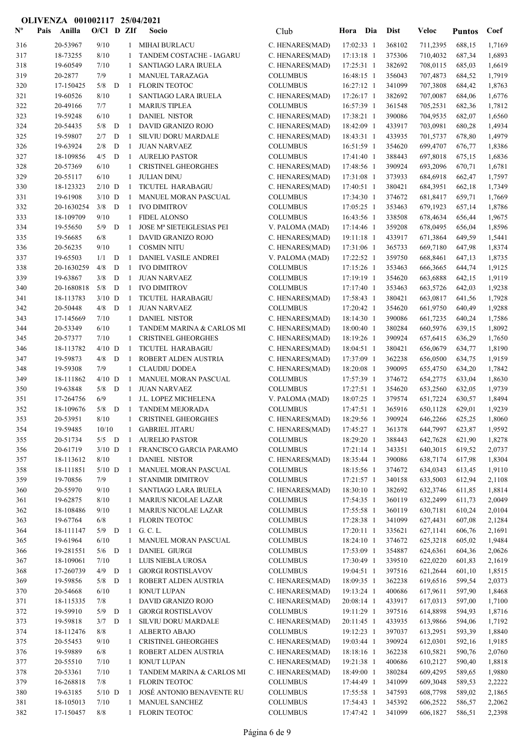**OLIVENZA 001002117 25/04/2021**

| Nº | Pais | Anilla | O/Cl | D | ZIf | Socio | Club | Hora | Dia | Dist | Veloc | Puntos | Coef |
|---|---|---|---|---|---|---|---|---|---|---|---|---|---|
| 316 | | 20-53967 | 9/10 | | 1 | MIHAI BURLACU | C. HENARES(MAD) | 17:02:33 | 1 | 368102 | 711,2395 | 688,15 | 1,7169 |
| 317 | | 18-73255 | 8/10 | | 1 | TANDEM COSTACHE - IAGARU | C. HENARES(MAD) | 17:13:18 | 1 | 375306 | 710,4032 | 687,34 | 1,6893 |
| 318 | | 19-60549 | 7/10 | | 1 | SANTIAGO LARA IRUELA | C. HENARES(MAD) | 17:25:31 | 1 | 382692 | 708,0115 | 685,03 | 1,6619 |
| 319 | | 20-2877 | 7/9 | | 1 | MANUEL TARAZAGA | COLUMBUS | 16:48:15 | 1 | 356043 | 707,4873 | 684,52 | 1,7919 |
| 320 | | 17-150425 | 5/8 | D | 1 | FLORIN TEOTOC | COLUMBUS | 16:27:12 | 1 | 341099 | 707,3808 | 684,42 | 1,8763 |
| 321 | | 19-60526 | 8/10 | | 1 | SANTIAGO LARA IRUELA | C. HENARES(MAD) | 17:26:17 | 1 | 382692 | 707,0087 | 684,06 | 1,6776 |
| 322 | | 20-49166 | 7/7 | | 1 | MARIUS TIPLEA | COLUMBUS | 16:57:39 | 1 | 361548 | 705,2531 | 682,36 | 1,7812 |
| 323 | | 19-59248 | 6/10 | | 1 | DANIEL NISTOR | C. HENARES(MAD) | 17:38:21 | 1 | 390086 | 704,9535 | 682,07 | 1,6560 |
| 324 | | 20-54435 | 5/8 | D | 1 | DAVID GRANIZO ROJO | C. HENARES(MAD) | 18:42:09 | 1 | 433917 | 703,0981 | 680,28 | 1,4934 |
| 325 | | 19-59807 | 2/7 | D | 1 | SILVIU DORU MARDALE | C. HENARES(MAD) | 18:43:31 | 1 | 433935 | 701,5737 | 678,80 | 1,4979 |
| 326 | | 19-63924 | 2/8 | D | 1 | JUAN NARVAEZ | COLUMBUS | 16:51:59 | 1 | 354620 | 699,4707 | 676,77 | 1,8386 |
| 327 | | 18-109856 | 4/5 | D | 1 | AURELIO PASTOR | COLUMBUS | 17:41:40 | 1 | 388443 | 697,8018 | 675,15 | 1,6836 |
| 328 | | 20-57369 | 6/10 | | 1 | CRISTINEL GHEORGHES | C. HENARES(MAD) | 17:48:56 | 1 | 390924 | 693,2096 | 670,71 | 1,6781 |
| 329 | | 20-55117 | 6/10 | | 1 | JULIAN DINU | C. HENARES(MAD) | 17:31:08 | 1 | 373933 | 684,6918 | 662,47 | 1,7597 |
| 330 | | 18-123323 | 2/10 | D | 1 | TICUTEL HARABAGIU | C. HENARES(MAD) | 17:40:51 | 1 | 380421 | 684,3951 | 662,18 | 1,7349 |
| 331 | | 19-61908 | 3/10 | D | 1 | MANUEL MORAN PASCUAL | COLUMBUS | 17:34:30 | 1 | 374672 | 681,8417 | 659,71 | 1,7669 |
| 332 | | 20-1630254 | 3/8 | D | 1 | IVO DIMITROV | COLUMBUS | 17:05:25 | 1 | 353463 | 679,1923 | 657,14 | 1,8786 |
| 333 | | 18-109709 | 9/10 | | 1 | FIDEL ALONSO | COLUMBUS | 16:43:56 | 1 | 338508 | 678,4634 | 656,44 | 1,9675 |
| 334 | | 19-55650 | 5/9 | D | 1 | JOSE Mª SIETEIGLESIAS PEI | V. PALOMA (MAD) | 17:14:46 | 1 | 359208 | 678,0495 | 656,04 | 1,8596 |
| 335 | | 19-56685 | 6/8 | | 1 | DAVID GRANIZO ROJO | C. HENARES(MAD) | 19:11:18 | 1 | 433917 | 671,3864 | 649,59 | 1,5441 |
| 336 | | 20-56235 | 9/10 | | 1 | COSMIN NITU | C. HENARES(MAD) | 17:31:06 | 1 | 365733 | 669,7180 | 647,98 | 1,8374 |
| 337 | | 19-65503 | 1/1 | D | 1 | DANIEL VASILE ANDREI | V. PALOMA (MAD) | 17:22:52 | 1 | 359750 | 668,8461 | 647,13 | 1,8735 |
| 338 | | 20-1630259 | 4/8 | D | 1 | IVO DIMITROV | COLUMBUS | 17:15:26 | 1 | 353463 | 666,3665 | 644,74 | 1,9125 |
| 339 | | 19-63867 | 3/8 | D | 1 | JUAN NARVAEZ | COLUMBUS | 17:19:19 | 1 | 354620 | 663,6888 | 642,15 | 1,9119 |
| 340 | | 20-1680818 | 5/8 | D | 1 | IVO DIMITROV | COLUMBUS | 17:17:40 | 1 | 353463 | 663,5726 | 642,03 | 1,9238 |
| 341 | | 18-113783 | 3/10 | D | 1 | TICUTEL HARABAGIU | C. HENARES(MAD) | 17:58:43 | 1 | 380421 | 663,0817 | 641,56 | 1,7928 |
| 342 | | 20-50448 | 4/8 | D | 1 | JUAN NARVAEZ | COLUMBUS | 17:20:42 | 1 | 354620 | 661,9750 | 640,49 | 1,9288 |
| 343 | | 17-145669 | 7/10 | | 1 | DANIEL NISTOR | C. HENARES(MAD) | 18:14:30 | 1 | 390086 | 661,7235 | 640,24 | 1,7586 |
| 344 | | 20-53349 | 6/10 | | 1 | TANDEM MARINA & CARLOS MI | C. HENARES(MAD) | 18:00:40 | 1 | 380284 | 660,5976 | 639,15 | 1,8092 |
| 345 | | 20-57377 | 7/10 | | 1 | CRISTINEL GHEORGHES | C. HENARES(MAD) | 18:19:26 | 1 | 390924 | 657,6415 | 636,29 | 1,7650 |
| 346 | | 18-113782 | 4/10 | D | 1 | TICUTEL HARABAGIU | C. HENARES(MAD) | 18:04:51 | 1 | 380421 | 656,0679 | 634,77 | 1,8190 |
| 347 | | 19-59873 | 4/8 | D | 1 | ROBERT ALDEN AUSTRIA | C. HENARES(MAD) | 17:37:09 | 1 | 362238 | 656,0500 | 634,75 | 1,9159 |
| 348 | | 19-59308 | 7/9 | | 1 | CLAUDIU DODEA | C. HENARES(MAD) | 18:20:08 | 1 | 390095 | 655,4750 | 634,20 | 1,7842 |
| 349 | | 18-111862 | 4/10 | D | 1 | MANUEL MORAN PASCUAL | COLUMBUS | 17:57:39 | 1 | 374672 | 654,2775 | 633,04 | 1,8630 |
| 350 | | 19-63848 | 5/8 | D | 1 | JUAN NARVAEZ | COLUMBUS | 17:27:51 | 1 | 354620 | 653,2560 | 632,05 | 1,9739 |
| 351 | | 17-264756 | 6/9 | | 1 | J.L. LOPEZ MICHELENA | V. PALOMA (MAD) | 18:07:25 | 1 | 379574 | 651,7224 | 630,57 | 1,8494 |
| 352 | | 18-109676 | 5/8 | D | 1 | TANDEM MEJORADA | COLUMBUS | 17:47:51 | 1 | 365916 | 650,1128 | 629,01 | 1,9239 |
| 353 | | 20-53951 | 8/10 | | 1 | CRISTINEL GHEORGHES | C. HENARES(MAD) | 18:29:56 | 1 | 390924 | 646,2266 | 625,25 | 1,8060 |
| 354 | | 19-59485 | 10/10 | | 1 | GABRIEL JITARU | C. HENARES(MAD) | 17:45:27 | 1 | 361378 | 644,7997 | 623,87 | 1,9592 |
| 355 | | 20-51734 | 5/5 | D | 1 | AURELIO PASTOR | COLUMBUS | 18:29:20 | 1 | 388443 | 642,7628 | 621,90 | 1,8278 |
| 356 | | 20-61719 | 3/10 | D | 1 | FRANCISCO GARCIA PARAMO | COLUMBUS | 17:21:14 | 1 | 343351 | 640,3015 | 619,52 | 2,0737 |
| 357 | | 18-113612 | 8/10 | | 1 | DANIEL NISTOR | C. HENARES(MAD) | 18:35:44 | 1 | 390086 | 638,7174 | 617,98 | 1,8304 |
| 358 | | 18-111851 | 5/10 | D | 1 | MANUEL MORAN PASCUAL | COLUMBUS | 18:15:56 | 1 | 374672 | 634,0343 | 613,45 | 1,9110 |
| 359 | | 19-70856 | 7/9 | | 1 | STANIMIR DIMITROV | COLUMBUS | 17:21:57 | 1 | 340158 | 633,5003 | 612,94 | 2,1108 |
| 360 | | 20-55970 | 9/10 | | 1 | SANTIAGO LARA IRUELA | C. HENARES(MAD) | 18:30:10 | 1 | 382692 | 632,3746 | 611,85 | 1,8814 |
| 361 | | 19-62875 | 8/10 | | 1 | MARIUS NICOLAE LAZAR | COLUMBUS | 17:54:35 | 1 | 360119 | 632,2499 | 611,73 | 2,0049 |
| 362 | | 18-108486 | 9/10 | | 1 | MARIUS NICOLAE LAZAR | COLUMBUS | 17:55:58 | 1 | 360119 | 630,7181 | 610,24 | 2,0104 |
| 363 | | 19-67764 | 6/8 | | 1 | FLORIN TEOTOC | COLUMBUS | 17:28:38 | 1 | 341099 | 627,4431 | 607,08 | 2,1284 |
| 364 | | 18-111147 | 5/9 | D | 1 | G. C. L. | COLUMBUS | 17:20:11 | 1 | 335621 | 627,1141 | 606,76 | 2,1691 |
| 365 | | 19-61964 | 6/10 | | 1 | MANUEL MORAN PASCUAL | COLUMBUS | 18:24:10 | 1 | 374672 | 625,3218 | 605,02 | 1,9484 |
| 366 | | 19-281551 | 5/6 | D | 1 | DANIEL GIURGI | COLUMBUS | 17:53:09 | 1 | 354887 | 624,6361 | 604,36 | 2,0626 |
| 367 | | 18-109061 | 7/10 | | 1 | LUIS NIEBLA UROSA | COLUMBUS | 17:30:49 | 1 | 339510 | 622,0220 | 601,83 | 2,1619 |
| 368 | | 17-260739 | 4/9 | D | 1 | GIORGI ROSTISLAVOV | COLUMBUS | 19:04:51 | 1 | 397516 | 621,2644 | 601,10 | 1,8515 |
| 369 | | 19-59856 | 5/8 | D | 1 | ROBERT ALDEN AUSTRIA | C. HENARES(MAD) | 18:09:35 | 1 | 362238 | 619,6516 | 599,54 | 2,0373 |
| 370 | | 20-54668 | 6/10 | | 1 | IONUT LUPAN | C. HENARES(MAD) | 19:13:24 | 1 | 400686 | 617,9611 | 597,90 | 1,8468 |
| 371 | | 18-115335 | 7/8 | | 1 | DAVID GRANIZO ROJO | C. HENARES(MAD) | 20:08:14 | 1 | 433917 | 617,0313 | 597,00 | 1,7100 |
| 372 | | 19-59910 | 5/9 | D | 1 | GIORGI ROSTISLAVOV | COLUMBUS | 19:11:29 | 1 | 397516 | 614,8898 | 594,93 | 1,8716 |
| 373 | | 19-59818 | 3/7 | D | 1 | SILVIU DORU MARDALE | C. HENARES(MAD) | 20:11:45 | 1 | 433935 | 613,9866 | 594,06 | 1,7192 |
| 374 | | 18-112476 | 8/8 | | 1 | ALBERTO ABAJO | COLUMBUS | 19:12:23 | 1 | 397037 | 613,2951 | 593,39 | 1,8840 |
| 375 | | 20-55453 | 9/10 | | 1 | CRISTINEL GHEORGHES | C. HENARES(MAD) | 19:03:44 | 1 | 390924 | 612,0301 | 592,16 | 1,9185 |
| 376 | | 19-59889 | 6/8 | | 1 | ROBERT ALDEN AUSTRIA | C. HENARES(MAD) | 18:18:16 | 1 | 362238 | 610,5821 | 590,76 | 2,0760 |
| 377 | | 20-55510 | 7/10 | | 1 | IONUT LUPAN | C. HENARES(MAD) | 19:21:38 | 1 | 400686 | 610,2127 | 590,40 | 1,8818 |
| 378 | | 20-53361 | 7/10 | | 1 | TANDEM MARINA & CARLOS MI | C. HENARES(MAD) | 18:49:00 | 1 | 380284 | 609,4295 | 589,65 | 1,9880 |
| 379 | | 16-268818 | 7/8 | | 1 | FLORIN TEOTOC | COLUMBUS | 17:44:49 | 1 | 341099 | 609,3048 | 589,53 | 2,2222 |
| 380 | | 19-63185 | 5/10 | D | 1 | JOSÉ ANTONIO BENAVENTE RU | COLUMBUS | 17:55:58 | 1 | 347593 | 608,7798 | 589,02 | 2,1865 |
| 381 | | 18-105013 | 7/10 | | 1 | MANUEL SANCHEZ | COLUMBUS | 17:54:43 | 1 | 345392 | 606,2522 | 586,57 | 2,2062 |
| 382 | | 17-150457 | 8/8 | | 1 | FLORIN TEOTOC | COLUMBUS | 17:47:42 | 1 | 341099 | 606,1827 | 586,51 | 2,2398 |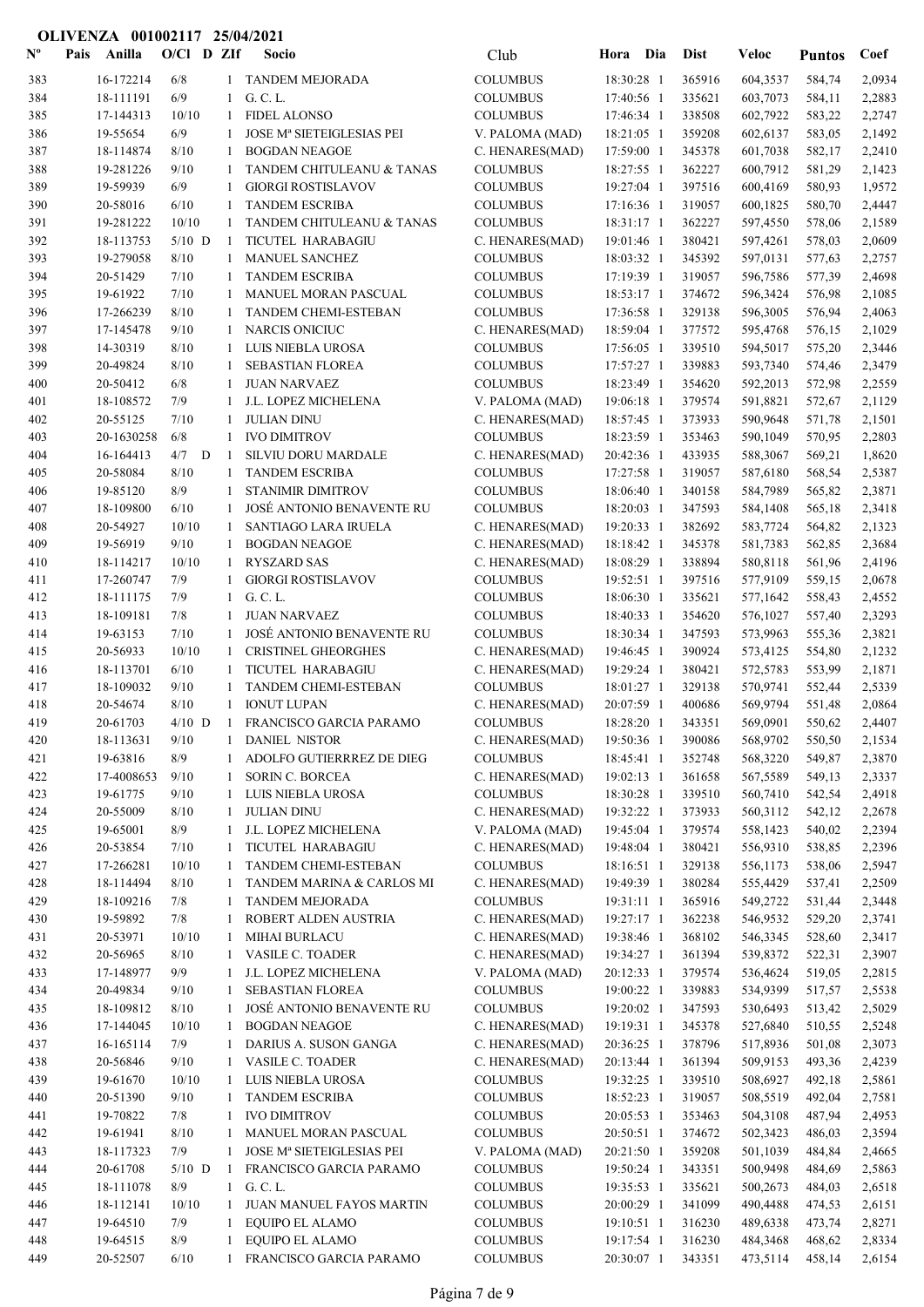**OLIVENZA 001002117 25/04/2021**

| Nº | Pais | Anilla | O/Cl | D | ZIf | Socio | Club | Hora | Dia | Dist | Veloc | Puntos | Coef |
|---|---|---|---|---|---|---|---|---|---|---|---|---|---|
| 383 | | 16-172214 | 6/8 | | 1 | TANDEM MEJORADA | COLUMBUS | 18:30:28 | 1 | 365916 | 604,3537 | 584,74 | 2,0934 |
| 384 | | 18-111191 | 6/9 | | 1 | G. C. L. | COLUMBUS | 17:40:56 | 1 | 335621 | 603,7073 | 584,11 | 2,2883 |
| 385 | | 17-144313 | 10/10 | | 1 | FIDEL ALONSO | COLUMBUS | 17:46:34 | 1 | 338508 | 602,7922 | 583,22 | 2,2747 |
| 386 | | 19-55654 | 6/9 | | 1 | JOSE Mª SIETEIGLESIAS PEI | V. PALOMA (MAD) | 18:21:05 | 1 | 359208 | 602,6137 | 583,05 | 2,1492 |
| 387 | | 18-114874 | 8/10 | | 1 | BOGDAN NEAGOE | C. HENARES(MAD) | 17:59:00 | 1 | 345378 | 601,7038 | 582,17 | 2,2410 |
| 388 | | 19-281226 | 9/10 | | 1 | TANDEM CHITULEANU & TANAS | COLUMBUS | 18:27:55 | 1 | 362227 | 600,7912 | 581,29 | 2,1423 |
| 389 | | 19-59939 | 6/9 | | 1 | GIORGI ROSTISLAVOV | COLUMBUS | 19:27:04 | 1 | 397516 | 600,4169 | 580,93 | 1,9572 |
| 390 | | 20-58016 | 6/10 | | 1 | TANDEM ESCRIBA | COLUMBUS | 17:16:36 | 1 | 319057 | 600,1825 | 580,70 | 2,4447 |
| 391 | | 19-281222 | 10/10 | | 1 | TANDEM CHITULEANU & TANAS | COLUMBUS | 18:31:17 | 1 | 362227 | 597,4550 | 578,06 | 2,1589 |
| 392 | | 18-113753 | 5/10 | D | 1 | TICUTEL HARABAGIU | C. HENARES(MAD) | 19:01:46 | 1 | 380421 | 597,4261 | 578,03 | 2,0609 |
| 393 | | 19-279058 | 8/10 | | 1 | MANUEL SANCHEZ | COLUMBUS | 18:03:32 | 1 | 345392 | 597,0131 | 577,63 | 2,2757 |
| 394 | | 20-51429 | 7/10 | | 1 | TANDEM ESCRIBA | COLUMBUS | 17:19:39 | 1 | 319057 | 596,7586 | 577,39 | 2,4698 |
| 395 | | 19-61922 | 7/10 | | 1 | MANUEL MORAN PASCUAL | COLUMBUS | 18:53:17 | 1 | 374672 | 596,3424 | 576,98 | 2,1085 |
| 396 | | 17-266239 | 8/10 | | 1 | TANDEM CHEMI-ESTEBAN | COLUMBUS | 17:36:58 | 1 | 329138 | 596,3005 | 576,94 | 2,4063 |
| 397 | | 17-145478 | 9/10 | | 1 | NARCIS ONICIUC | C. HENARES(MAD) | 18:59:04 | 1 | 377572 | 595,4768 | 576,15 | 2,1029 |
| 398 | | 14-30319 | 8/10 | | 1 | LUIS NIEBLA UROSA | COLUMBUS | 17:56:05 | 1 | 339510 | 594,5017 | 575,20 | 2,3446 |
| 399 | | 20-49824 | 8/10 | | 1 | SEBASTIAN FLOREA | COLUMBUS | 17:57:27 | 1 | 339883 | 593,7340 | 574,46 | 2,3479 |
| 400 | | 20-50412 | 6/8 | | 1 | JUAN NARVAEZ | COLUMBUS | 18:23:49 | 1 | 354620 | 592,2013 | 572,98 | 2,2559 |
| 401 | | 18-108572 | 7/9 | | 1 | J.L. LOPEZ MICHELENA | V. PALOMA (MAD) | 19:06:18 | 1 | 379574 | 591,8821 | 572,67 | 2,1129 |
| 402 | | 20-55125 | 7/10 | | 1 | JULIAN DINU | C. HENARES(MAD) | 18:57:45 | 1 | 373933 | 590,9648 | 571,78 | 2,1501 |
| 403 | | 20-1630258 | 6/8 | | 1 | IVO DIMITROV | COLUMBUS | 18:23:59 | 1 | 353463 | 590,1049 | 570,95 | 2,2803 |
| 404 | | 16-164413 | 4/7 | D | 1 | SILVIU DORU MARDALE | C. HENARES(MAD) | 20:42:36 | 1 | 433935 | 588,3067 | 569,21 | 1,8620 |
| 405 | | 20-58084 | 8/10 | | 1 | TANDEM ESCRIBA | COLUMBUS | 17:27:58 | 1 | 319057 | 587,6180 | 568,54 | 2,5387 |
| 406 | | 19-85120 | 8/9 | | 1 | STANIMIR DIMITROV | COLUMBUS | 18:06:40 | 1 | 340158 | 584,7989 | 565,82 | 2,3871 |
| 407 | | 18-109800 | 6/10 | | 1 | JOSÉ ANTONIO BENAVENTE RU | COLUMBUS | 18:20:03 | 1 | 347593 | 584,1408 | 565,18 | 2,3418 |
| 408 | | 20-54927 | 10/10 | | 1 | SANTIAGO LARA IRUELA | C. HENARES(MAD) | 19:20:33 | 1 | 382692 | 583,7724 | 564,82 | 2,1323 |
| 409 | | 19-56919 | 9/10 | | 1 | BOGDAN NEAGOE | C. HENARES(MAD) | 18:18:42 | 1 | 345378 | 581,7383 | 562,85 | 2,3684 |
| 410 | | 18-114217 | 10/10 | | 1 | RYSZARD SAS | C. HENARES(MAD) | 18:08:29 | 1 | 338894 | 580,8118 | 561,96 | 2,4196 |
| 411 | | 17-260747 | 7/9 | | 1 | GIORGI ROSTISLAVOV | COLUMBUS | 19:52:51 | 1 | 397516 | 577,9109 | 559,15 | 2,0678 |
| 412 | | 18-111175 | 7/9 | | 1 | G. C. L. | COLUMBUS | 18:06:30 | 1 | 335621 | 577,1642 | 558,43 | 2,4552 |
| 413 | | 18-109181 | 7/8 | | 1 | JUAN NARVAEZ | COLUMBUS | 18:40:33 | 1 | 354620 | 576,1027 | 557,40 | 2,3293 |
| 414 | | 19-63153 | 7/10 | | 1 | JOSÉ ANTONIO BENAVENTE RU | COLUMBUS | 18:30:34 | 1 | 347593 | 573,9963 | 555,36 | 2,3821 |
| 415 | | 20-56933 | 10/10 | | 1 | CRISTINEL GHEORGHES | C. HENARES(MAD) | 19:46:45 | 1 | 390924 | 573,4125 | 554,80 | 2,1232 |
| 416 | | 18-113701 | 6/10 | | 1 | TICUTEL HARABAGIU | C. HENARES(MAD) | 19:29:24 | 1 | 380421 | 572,5783 | 553,99 | 2,1871 |
| 417 | | 18-109032 | 9/10 | | 1 | TANDEM CHEMI-ESTEBAN | COLUMBUS | 18:01:27 | 1 | 329138 | 570,9741 | 552,44 | 2,5339 |
| 418 | | 20-54674 | 8/10 | | 1 | IONUT LUPAN | C. HENARES(MAD) | 20:07:59 | 1 | 400686 | 569,9794 | 551,48 | 2,0864 |
| 419 | | 20-61703 | 4/10 | D | 1 | FRANCISCO GARCIA PARAMO | COLUMBUS | 18:28:20 | 1 | 343351 | 569,0901 | 550,62 | 2,4407 |
| 420 | | 18-113631 | 9/10 | | 1 | DANIEL NISTOR | C. HENARES(MAD) | 19:50:36 | 1 | 390086 | 568,9702 | 550,50 | 2,1534 |
| 421 | | 19-63816 | 8/9 | | 1 | ADOLFO GUTIERRREZ DE DIEG | COLUMBUS | 18:45:41 | 1 | 352748 | 568,3220 | 549,87 | 2,3870 |
| 422 | | 17-4008653 | 9/10 | | 1 | SORIN C. BORCEA | C. HENARES(MAD) | 19:02:13 | 1 | 361658 | 567,5589 | 549,13 | 2,3337 |
| 423 | | 19-61775 | 9/10 | | 1 | LUIS NIEBLA UROSA | COLUMBUS | 18:30:28 | 1 | 339510 | 560,7410 | 542,54 | 2,4918 |
| 424 | | 20-55009 | 8/10 | | 1 | JULIAN DINU | C. HENARES(MAD) | 19:32:22 | 1 | 373933 | 560,3112 | 542,12 | 2,2678 |
| 425 | | 19-65001 | 8/9 | | 1 | J.L. LOPEZ MICHELENA | V. PALOMA (MAD) | 19:45:04 | 1 | 379574 | 558,1423 | 540,02 | 2,2394 |
| 426 | | 20-53854 | 7/10 | | 1 | TICUTEL HARABAGIU | C. HENARES(MAD) | 19:48:04 | 1 | 380421 | 556,9310 | 538,85 | 2,2396 |
| 427 | | 17-266281 | 10/10 | | 1 | TANDEM CHEMI-ESTEBAN | COLUMBUS | 18:16:51 | 1 | 329138 | 556,1173 | 538,06 | 2,5947 |
| 428 | | 18-114494 | 8/10 | | 1 | TANDEM MARINA & CARLOS MI | C. HENARES(MAD) | 19:49:39 | 1 | 380284 | 555,4429 | 537,41 | 2,2509 |
| 429 | | 18-109216 | 7/8 | | 1 | TANDEM MEJORADA | COLUMBUS | 19:31:11 | 1 | 365916 | 549,2722 | 531,44 | 2,3448 |
| 430 | | 19-59892 | 7/8 | | 1 | ROBERT ALDEN AUSTRIA | C. HENARES(MAD) | 19:27:17 | 1 | 362238 | 546,9532 | 529,20 | 2,3741 |
| 431 | | 20-53971 | 10/10 | | 1 | MIHAI BURLACU | C. HENARES(MAD) | 19:38:46 | 1 | 368102 | 546,3345 | 528,60 | 2,3417 |
| 432 | | 20-56965 | 8/10 | | 1 | VASILE C. TOADER | C. HENARES(MAD) | 19:34:27 | 1 | 361394 | 539,8372 | 522,31 | 2,3907 |
| 433 | | 17-148977 | 9/9 | | 1 | J.L. LOPEZ MICHELENA | V. PALOMA (MAD) | 20:12:33 | 1 | 379574 | 536,4624 | 519,05 | 2,2815 |
| 434 | | 20-49834 | 9/10 | | 1 | SEBASTIAN FLOREA | COLUMBUS | 19:00:22 | 1 | 339883 | 534,9399 | 517,57 | 2,5538 |
| 435 | | 18-109812 | 8/10 | | 1 | JOSÉ ANTONIO BENAVENTE RU | COLUMBUS | 19:20:02 | 1 | 347593 | 530,6493 | 513,42 | 2,5029 |
| 436 | | 17-144045 | 10/10 | | 1 | BOGDAN NEAGOE | C. HENARES(MAD) | 19:19:31 | 1 | 345378 | 527,6840 | 510,55 | 2,5248 |
| 437 | | 16-165114 | 7/9 | | 1 | DARIUS A. SUSON GANGA | C. HENARES(MAD) | 20:36:25 | 1 | 378796 | 517,8936 | 501,08 | 2,3073 |
| 438 | | 20-56846 | 9/10 | | 1 | VASILE C. TOADER | C. HENARES(MAD) | 20:13:44 | 1 | 361394 | 509,9153 | 493,36 | 2,4239 |
| 439 | | 19-61670 | 10/10 | | 1 | LUIS NIEBLA UROSA | COLUMBUS | 19:32:25 | 1 | 339510 | 508,6927 | 492,18 | 2,5861 |
| 440 | | 20-51390 | 9/10 | | 1 | TANDEM ESCRIBA | COLUMBUS | 18:52:23 | 1 | 319057 | 508,5519 | 492,04 | 2,7581 |
| 441 | | 19-70822 | 7/8 | | 1 | IVO DIMITROV | COLUMBUS | 20:05:53 | 1 | 353463 | 504,3108 | 487,94 | 2,4953 |
| 442 | | 19-61941 | 8/10 | | 1 | MANUEL MORAN PASCUAL | COLUMBUS | 20:50:51 | 1 | 374672 | 502,3423 | 486,03 | 2,3594 |
| 443 | | 18-117323 | 7/9 | | 1 | JOSE Mª SIETEIGLESIAS PEI | V. PALOMA (MAD) | 20:21:50 | 1 | 359208 | 501,1039 | 484,84 | 2,4665 |
| 444 | | 20-61708 | 5/10 | D | 1 | FRANCISCO GARCIA PARAMO | COLUMBUS | 19:50:24 | 1 | 343351 | 500,9498 | 484,69 | 2,5863 |
| 445 | | 18-111078 | 8/9 | | 1 | G. C. L. | COLUMBUS | 19:35:53 | 1 | 335621 | 500,2673 | 484,03 | 2,6518 |
| 446 | | 18-112141 | 10/10 | | 1 | JUAN MANUEL FAYOS MARTIN | COLUMBUS | 20:00:29 | 1 | 341099 | 490,4488 | 474,53 | 2,6151 |
| 447 | | 19-64510 | 7/9 | | 1 | EQUIPO EL ALAMO | COLUMBUS | 19:10:51 | 1 | 316230 | 489,6338 | 473,74 | 2,8271 |
| 448 | | 19-64515 | 8/9 | | 1 | EQUIPO EL ALAMO | COLUMBUS | 19:17:54 | 1 | 316230 | 484,3468 | 468,62 | 2,8334 |
| 449 | | 20-52507 | 6/10 | | 1 | FRANCISCO GARCIA PARAMO | COLUMBUS | 20:30:07 | 1 | 343351 | 473,5114 | 458,14 | 2,6154 |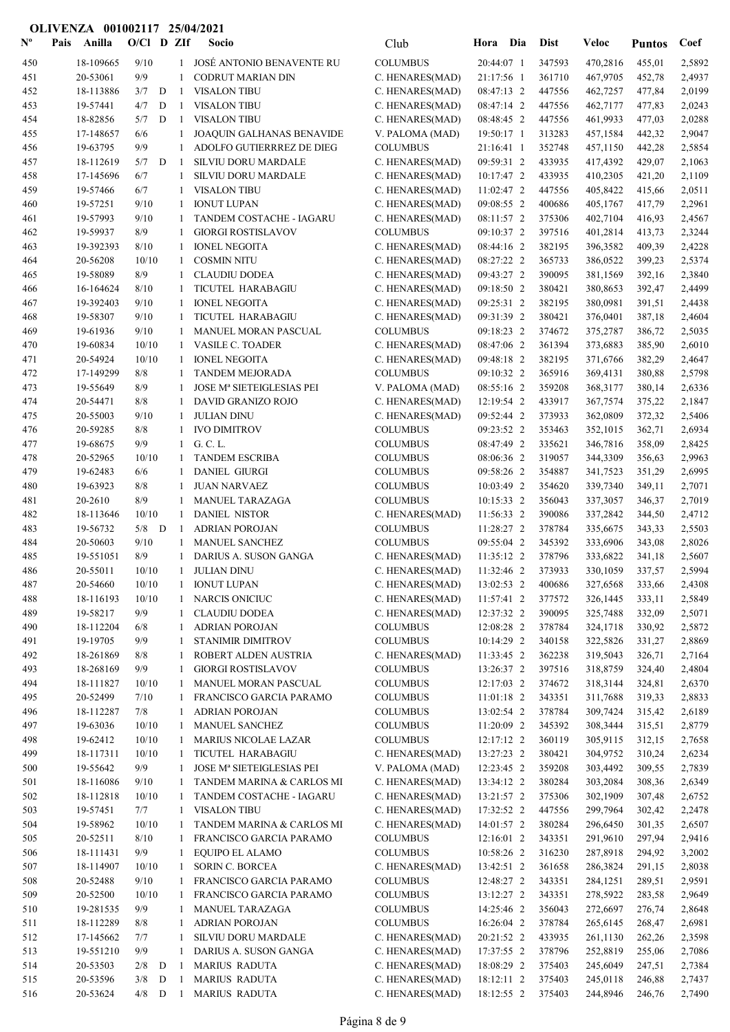**OLIVENZA 001002117 25/04/2021**

| Nº | Pais | Anilla | O/Cl | D | ZIf | Socio | Club | Hora | Dia | Dist | Veloc | Puntos | Coef |
|---|---|---|---|---|---|---|---|---|---|---|---|---|---|
| 450 | | 18-109665 | 9/10 | | 1 | JOSÉ ANTONIO BENAVENTE RU | COLUMBUS | 20:44:07 | 1 | 347593 | 470,2816 | 455,01 | 2,5892 |
| 451 | | 20-53061 | 9/9 | | 1 | CODRUT MARIAN DIN | C. HENARES(MAD) | 21:17:56 | 1 | 361710 | 467,9705 | 452,78 | 2,4937 |
| 452 | | 18-113886 | 3/7 | D | 1 | VISALON TIBU | C. HENARES(MAD) | 08:47:13 | 2 | 447556 | 462,7257 | 477,84 | 2,0199 |
| 453 | | 19-57441 | 4/7 | D | 1 | VISALON TIBU | C. HENARES(MAD) | 08:47:14 | 2 | 447556 | 462,7177 | 477,83 | 2,0243 |
| 454 | | 18-82856 | 5/7 | D | 1 | VISALON TIBU | C. HENARES(MAD) | 08:48:45 | 2 | 447556 | 461,9933 | 477,03 | 2,0288 |
| 455 | | 17-148657 | 6/6 | | 1 | JOAQUIN GALHANAS BENAVIDE | V. PALOMA (MAD) | 19:50:17 | 1 | 313283 | 457,1584 | 442,32 | 2,9047 |
| 456 | | 19-63795 | 9/9 | | 1 | ADOLFO GUTIERRREZ DE DIEG | COLUMBUS | 21:16:41 | 1 | 352748 | 457,1150 | 442,28 | 2,5854 |
| 457 | | 18-112619 | 5/7 | D | 1 | SILVIU DORU MARDALE | C. HENARES(MAD) | 09:59:31 | 2 | 433935 | 417,4392 | 429,07 | 2,1063 |
| 458 | | 17-145696 | 6/7 | | 1 | SILVIU DORU MARDALE | C. HENARES(MAD) | 10:17:47 | 2 | 433935 | 410,2305 | 421,20 | 2,1109 |
| 459 | | 19-57466 | 6/7 | | 1 | VISALON TIBU | C. HENARES(MAD) | 11:02:47 | 2 | 447556 | 405,8422 | 415,66 | 2,0511 |
| 460 | | 19-57251 | 9/10 | | 1 | IONUT LUPAN | C. HENARES(MAD) | 09:08:55 | 2 | 400686 | 405,1767 | 417,79 | 2,2961 |
| 461 | | 19-57993 | 9/10 | | 1 | TANDEM COSTACHE - IAGARU | C. HENARES(MAD) | 08:11:57 | 2 | 375306 | 402,7104 | 416,93 | 2,4567 |
| 462 | | 19-59937 | 8/9 | | 1 | GIORGI ROSTISLAVOV | COLUMBUS | 09:10:37 | 2 | 397516 | 401,2814 | 413,73 | 2,3244 |
| 463 | | 19-392393 | 8/10 | | 1 | IONEL NEGOITA | C. HENARES(MAD) | 08:44:16 | 2 | 382195 | 396,3582 | 409,39 | 2,4228 |
| 464 | | 20-56208 | 10/10 | | 1 | COSMIN NITU | C. HENARES(MAD) | 08:27:22 | 2 | 365733 | 386,0522 | 399,23 | 2,5374 |
| 465 | | 19-58089 | 8/9 | | 1 | CLAUDIU DODEA | C. HENARES(MAD) | 09:43:27 | 2 | 390095 | 381,1569 | 392,16 | 2,3840 |
| 466 | | 16-164624 | 8/10 | | 1 | TICUTEL HARABAGIU | C. HENARES(MAD) | 09:18:50 | 2 | 380421 | 380,8653 | 392,47 | 2,4499 |
| 467 | | 19-392403 | 9/10 | | 1 | IONEL NEGOITA | C. HENARES(MAD) | 09:25:31 | 2 | 382195 | 380,0981 | 391,51 | 2,4438 |
| 468 | | 19-58307 | 9/10 | | 1 | TICUTEL HARABAGIU | C. HENARES(MAD) | 09:31:39 | 2 | 380421 | 376,0401 | 387,18 | 2,4604 |
| 469 | | 19-61936 | 9/10 | | 1 | MANUEL MORAN PASCUAL | COLUMBUS | 09:18:23 | 2 | 374672 | 375,2787 | 386,72 | 2,5035 |
| 470 | | 19-60834 | 10/10 | | 1 | VASILE C. TOADER | C. HENARES(MAD) | 08:47:06 | 2 | 361394 | 373,6883 | 385,90 | 2,6010 |
| 471 | | 20-54924 | 10/10 | | 1 | IONEL NEGOITA | C. HENARES(MAD) | 09:48:18 | 2 | 382195 | 371,6766 | 382,29 | 2,4647 |
| 472 | | 17-149299 | 8/8 | | 1 | TANDEM MEJORADA | COLUMBUS | 09:10:32 | 2 | 365916 | 369,4131 | 380,88 | 2,5798 |
| 473 | | 19-55649 | 8/9 | | 1 | JOSE Mª SIETEIGLESIAS PEI | V. PALOMA (MAD) | 08:55:16 | 2 | 359208 | 368,3177 | 380,14 | 2,6336 |
| 474 | | 20-54471 | 8/8 | | 1 | DAVID GRANIZO ROJO | C. HENARES(MAD) | 12:19:54 | 2 | 433917 | 367,7574 | 375,22 | 2,1847 |
| 475 | | 20-55003 | 9/10 | | 1 | JULIAN DINU | C. HENARES(MAD) | 09:52:44 | 2 | 373933 | 362,0809 | 372,32 | 2,5406 |
| 476 | | 20-59285 | 8/8 | | 1 | IVO DIMITROV | COLUMBUS | 09:23:52 | 2 | 353463 | 352,1015 | 362,71 | 2,6934 |
| 477 | | 19-68675 | 9/9 | | 1 | G. C. L. | COLUMBUS | 08:47:49 | 2 | 335621 | 346,7816 | 358,09 | 2,8425 |
| 478 | | 20-52965 | 10/10 | | 1 | TANDEM ESCRIBA | COLUMBUS | 08:06:36 | 2 | 319057 | 344,3309 | 356,63 | 2,9963 |
| 479 | | 19-62483 | 6/6 | | 1 | DANIEL GIURGI | COLUMBUS | 09:58:26 | 2 | 354887 | 341,7523 | 351,29 | 2,6995 |
| 480 | | 19-63923 | 8/8 | | 1 | JUAN NARVAEZ | COLUMBUS | 10:03:49 | 2 | 354620 | 339,7340 | 349,11 | 2,7071 |
| 481 | | 20-2610 | 8/9 | | 1 | MANUEL TARAZAGA | COLUMBUS | 10:15:33 | 2 | 356043 | 337,3057 | 346,37 | 2,7019 |
| 482 | | 18-113646 | 10/10 | | 1 | DANIEL NISTOR | C. HENARES(MAD) | 11:56:33 | 2 | 390086 | 337,2842 | 344,50 | 2,4712 |
| 483 | | 19-56732 | 5/8 | D | 1 | ADRIAN POROJAN | COLUMBUS | 11:28:27 | 2 | 378784 | 335,6675 | 343,33 | 2,5503 |
| 484 | | 20-50603 | 9/10 | | 1 | MANUEL SANCHEZ | COLUMBUS | 09:55:04 | 2 | 345392 | 333,6906 | 343,08 | 2,8026 |
| 485 | | 19-551051 | 8/9 | | 1 | DARIUS A. SUSON GANGA | C. HENARES(MAD) | 11:35:12 | 2 | 378796 | 333,6822 | 341,18 | 2,5607 |
| 486 | | 20-55011 | 10/10 | | 1 | JULIAN DINU | C. HENARES(MAD) | 11:32:46 | 2 | 373933 | 330,1059 | 337,57 | 2,5994 |
| 487 | | 20-54660 | 10/10 | | 1 | IONUT LUPAN | C. HENARES(MAD) | 13:02:53 | 2 | 400686 | 327,6568 | 333,66 | 2,4308 |
| 488 | | 18-116193 | 10/10 | | 1 | NARCIS ONICIUC | C. HENARES(MAD) | 11:57:41 | 2 | 377572 | 326,1445 | 333,11 | 2,5849 |
| 489 | | 19-58217 | 9/9 | | 1 | CLAUDIU DODEA | C. HENARES(MAD) | 12:37:32 | 2 | 390095 | 325,7488 | 332,09 | 2,5071 |
| 490 | | 18-112204 | 6/8 | | 1 | ADRIAN POROJAN | COLUMBUS | 12:08:28 | 2 | 378784 | 324,1718 | 330,92 | 2,5872 |
| 491 | | 18-19705 | 9/9 | | 1 | STANIMIR DIMITROV | COLUMBUS | 10:14:29 | 2 | 340158 | 322,5826 | 331,27 | 2,8869 |
| 492 | | 18-261869 | 8/8 | | 1 | ROBERT ALDEN AUSTRIA | C. HENARES(MAD) | 11:33:45 | 2 | 362238 | 319,5043 | 326,71 | 2,7164 |
| 493 | | 18-268169 | 9/9 | | 1 | GIORGI ROSTISLAVOV | COLUMBUS | 13:26:37 | 2 | 397516 | 318,8759 | 324,40 | 2,4804 |
| 494 | | 18-111827 | 10/10 | | 1 | MANUEL MORAN PASCUAL | COLUMBUS | 12:17:03 | 2 | 374672 | 318,3144 | 324,81 | 2,6370 |
| 495 | | 20-52499 | 7/10 | | 1 | FRANCISCO GARCIA PARAMO | COLUMBUS | 11:01:18 | 2 | 343351 | 311,7688 | 319,33 | 2,8833 |
| 496 | | 18-112287 | 7/8 | | 1 | ADRIAN POROJAN | COLUMBUS | 13:02:54 | 2 | 378784 | 309,7424 | 315,42 | 2,6189 |
| 497 | | 19-63036 | 10/10 | | 1 | MANUEL SANCHEZ | COLUMBUS | 11:20:09 | 2 | 345392 | 308,3444 | 315,51 | 2,8779 |
| 498 | | 19-62412 | 10/10 | | 1 | MARIUS NICOLAE LAZAR | COLUMBUS | 12:17:12 | 2 | 360119 | 305,9115 | 312,15 | 2,7658 |
| 499 | | 18-117311 | 10/10 | | 1 | TICUTEL HARABAGIU | C. HENARES(MAD) | 13:27:23 | 2 | 380421 | 304,9752 | 310,24 | 2,6234 |
| 500 | | 19-55642 | 9/9 | | 1 | JOSE Mª SIETEIGLESIAS PEI | V. PALOMA (MAD) | 12:23:45 | 2 | 359208 | 303,4492 | 309,55 | 2,7839 |
| 501 | | 18-116086 | 9/10 | | 1 | TANDEM MARINA & CARLOS MI | C. HENARES(MAD) | 13:34:12 | 2 | 380284 | 303,2084 | 308,36 | 2,6349 |
| 502 | | 18-112818 | 10/10 | | 1 | TANDEM COSTACHE - IAGARU | C. HENARES(MAD) | 13:21:57 | 2 | 375306 | 302,1909 | 307,48 | 2,6752 |
| 503 | | 19-57451 | 7/7 | | 1 | VISALON TIBU | C. HENARES(MAD) | 17:32:52 | 2 | 447556 | 299,7964 | 302,42 | 2,2478 |
| 504 | | 19-58962 | 10/10 | | 1 | TANDEM MARINA & CARLOS MI | C. HENARES(MAD) | 14:01:57 | 2 | 380284 | 296,6450 | 301,35 | 2,6507 |
| 505 | | 20-52511 | 8/10 | | 1 | FRANCISCO GARCIA PARAMO | COLUMBUS | 12:16:01 | 2 | 343351 | 291,9610 | 297,94 | 2,9416 |
| 506 | | 18-111431 | 9/9 | | 1 | EQUIPO EL ALAMO | COLUMBUS | 10:58:26 | 2 | 316230 | 287,8918 | 294,92 | 3,2002 |
| 507 | | 18-114907 | 10/10 | | 1 | SORIN C. BORCEA | C. HENARES(MAD) | 13:42:51 | 2 | 361658 | 286,3824 | 291,15 | 2,8038 |
| 508 | | 20-52488 | 9/10 | | 1 | FRANCISCO GARCIA PARAMO | COLUMBUS | 12:48:27 | 2 | 343351 | 284,1251 | 289,51 | 2,9591 |
| 509 | | 20-52500 | 10/10 | | 1 | FRANCISCO GARCIA PARAMO | COLUMBUS | 13:12:27 | 2 | 343351 | 278,5922 | 283,58 | 2,9649 |
| 510 | | 19-281535 | 9/9 | | 1 | MANUEL TARAZAGA | COLUMBUS | 14:25:46 | 2 | 356043 | 272,6697 | 276,74 | 2,8648 |
| 511 | | 18-112289 | 8/8 | | 1 | ADRIAN POROJAN | COLUMBUS | 16:26:04 | 2 | 378784 | 265,6145 | 268,47 | 2,6981 |
| 512 | | 17-145662 | 7/7 | | 1 | SILVIU DORU MARDALE | C. HENARES(MAD) | 20:21:52 | 2 | 433935 | 261,1130 | 262,26 | 2,3598 |
| 513 | | 19-551210 | 9/9 | | 1 | DARIUS A. SUSON GANGA | C. HENARES(MAD) | 17:37:55 | 2 | 378796 | 252,8819 | 255,06 | 2,7086 |
| 514 | | 20-53503 | 2/8 | D | 1 | MARIUS RADUTA | C. HENARES(MAD) | 18:08:29 | 2 | 375403 | 245,6049 | 247,51 | 2,7384 |
| 515 | | 20-53596 | 3/8 | D | 1 | MARIUS RADUTA | C. HENARES(MAD) | 18:12:11 | 2 | 375403 | 245,0118 | 246,88 | 2,7437 |
| 516 | | 20-53624 | 4/8 | D | 1 | MARIUS RADUTA | C. HENARES(MAD) | 18:12:55 | 2 | 375403 | 244,8946 | 246,76 | 2,7490 |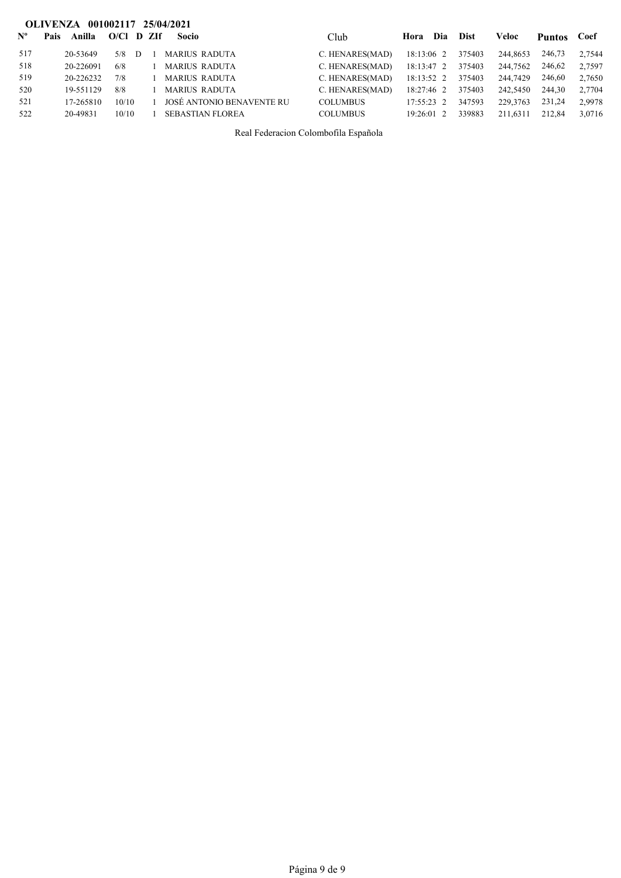**OLIVENZA 001002117 25/04/2021**

| Nº | Pais | Anilla | O/Cl | D | ZIf | Socio | Club | Hora | Dia | Dist | Veloc | Puntos | Coef |
|---|---|---|---|---|---|---|---|---|---|---|---|---|---|
| 517 | | 20-53649 | 5/8 | D | 1 | MARIUS RADUTA | C. HENARES(MAD) | 18:13:06 | 2 | 375403 | 244,8653 | 246,73 | 2,7544 |
| 518 | | 20-226091 | 6/8 | | 1 | MARIUS RADUTA | C. HENARES(MAD) | 18:13:47 | 2 | 375403 | 244,7562 | 246,62 | 2,7597 |
| 519 | | 20-226232 | 7/8 | | 1 | MARIUS RADUTA | C. HENARES(MAD) | 18:13:52 | 2 | 375403 | 244,7429 | 246,60 | 2,7650 |
| 520 | | 19-551129 | 8/8 | | 1 | MARIUS RADUTA | C. HENARES(MAD) | 18:27:46 | 2 | 375403 | 242,5450 | 244,30 | 2,7704 |
| 521 | | 17-265810 | 10/10 | | 1 | JOSÉ ANTONIO BENAVENTE RU | COLUMBUS | 17:55:23 | 2 | 347593 | 229,3763 | 231,24 | 2,9978 |
| 522 | | 20-49831 | 10/10 | | 1 | SEBASTIAN FLOREA | COLUMBUS | 19:26:01 | 2 | 339883 | 211,6311 | 212,84 | 3,0716 |

Real Federacion Colombofila Española